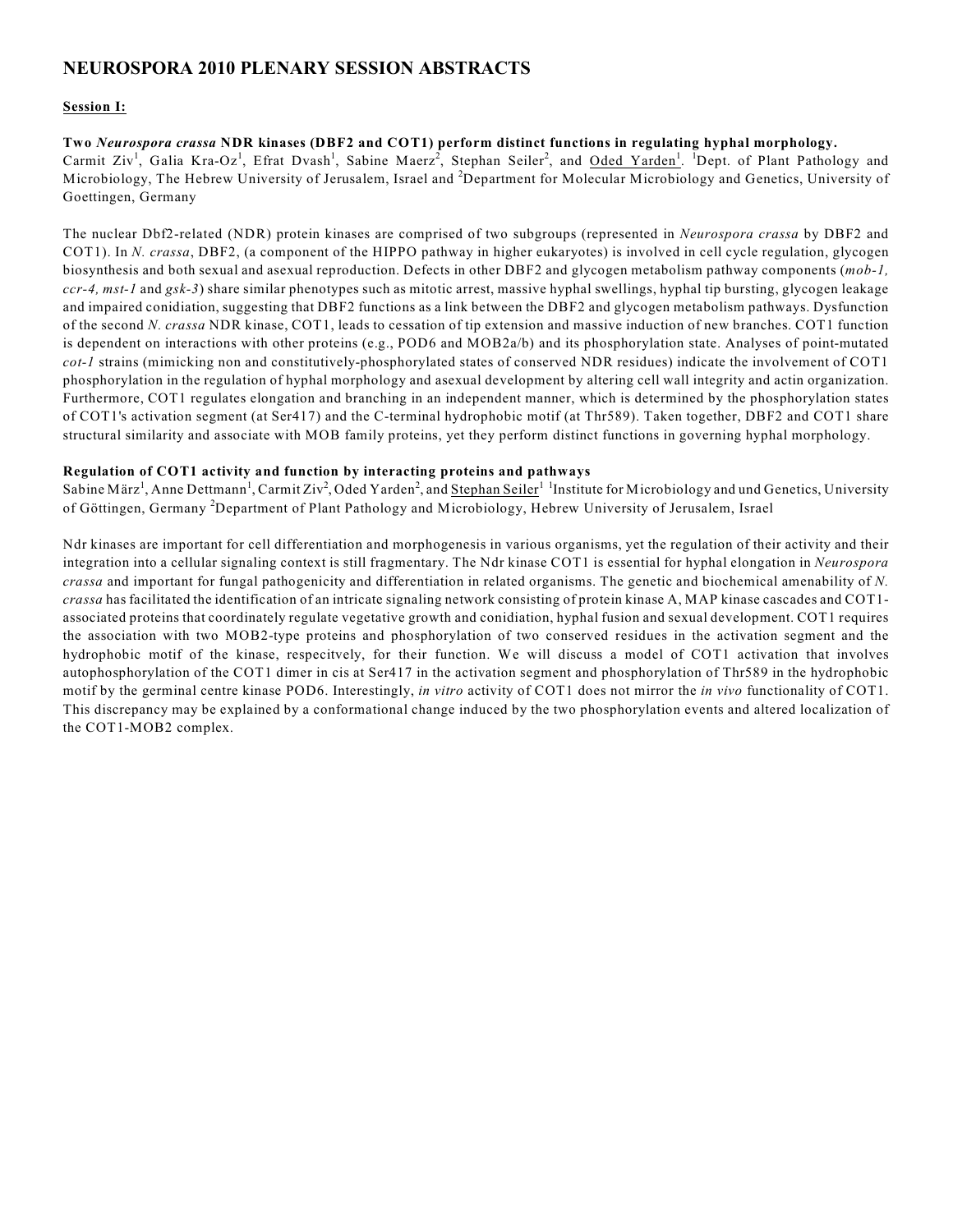# NEUROSPORA 2010 PLENARY SESSION ABSTRACTS

**Session I:**

**Two *Neurospora crassa* NDR kinases (DBF2 and COT1) perform distinct functions in regulating hyphal morphology.**
Carmit Ziv[1], Galia Kra-Oz[1], Efrat Dvash[1], Sabine Maerz[2], Stephan Seiler[2], and Oded Yarden[1]. [1]Dept. of Plant Pathology and Microbiology, The Hebrew University of Jerusalem, Israel and [2]Department for Molecular Microbiology and Genetics, University of Goettingen, Germany

The nuclear Dbf2-related (NDR) protein kinases are comprised of two subgroups (represented in *Neurospora crassa* by DBF2 and COT1). In *N. crassa*, DBF2, (a component of the HIPPO pathway in higher eukaryotes) is involved in cell cycle regulation, glycogen biosynthesis and both sexual and asexual reproduction. Defects in other DBF2 and glycogen metabolism pathway components (*mob-1, ccr-4, mst-1* and *gsk-3*) share similar phenotypes such as mitotic arrest, massive hyphal swellings, hyphal tip bursting, glycogen leakage and impaired conidiation, suggesting that DBF2 functions as a link between the DBF2 and glycogen metabolism pathways. Dysfunction of the second *N. crassa* NDR kinase, COT1, leads to cessation of tip extension and massive induction of new branches. COT1 function is dependent on interactions with other proteins (e.g., POD6 and MOB2a/b) and its phosphorylation state. Analyses of point-mutated *cot-1* strains (mimicking non and constitutively-phosphorylated states of conserved NDR residues) indicate the involvement of COT1 phosphorylation in the regulation of hyphal morphology and asexual development by altering cell wall integrity and actin organization. Furthermore, COT1 regulates elongation and branching in an independent manner, which is determined by the phosphorylation states of COT1's activation segment (at Ser417) and the C-terminal hydrophobic motif (at Thr589). Taken together, DBF2 and COT1 share structural similarity and associate with MOB family proteins, yet they perform distinct functions in governing hyphal morphology.

**Regulation of COT1 activity and function by interacting proteins and pathways**
Sabine März[1], Anne Dettmann[1], Carmit Ziv[2], Oded Yarden[2], and Stephan Seiler[1] [1]Institute for Microbiology and und Genetics, University of Göttingen, Germany [2]Department of Plant Pathology and Microbiology, Hebrew University of Jerusalem, Israel

Ndr kinases are important for cell differentiation and morphogenesis in various organisms, yet the regulation of their activity and their integration into a cellular signaling context is still fragmentary. The Ndr kinase COT1 is essential for hyphal elongation in *Neurospora crassa* and important for fungal pathogenicity and differentiation in related organisms. The genetic and biochemical amenability of *N. crassa* has facilitated the identification of an intricate signaling network consisting of protein kinase A, MAP kinase cascades and COT1-associated proteins that coordinately regulate vegetative growth and conidiation, hyphal fusion and sexual development. COT1 requires the association with two MOB2-type proteins and phosphorylation of two conserved residues in the activation segment and the hydrophobic motif of the kinase, respecitvely, for their function. We will discuss a model of COT1 activation that involves autophosphorylation of the COT1 dimer in cis at Ser417 in the activation segment and phosphorylation of Thr589 in the hydrophobic motif by the germinal centre kinase POD6. Interestingly, *in vitro* activity of COT1 does not mirror the *in vivo* functionality of COT1. This discrepancy may be explained by a conformational change induced by the two phosphorylation events and altered localization of the COT1-MOB2 complex.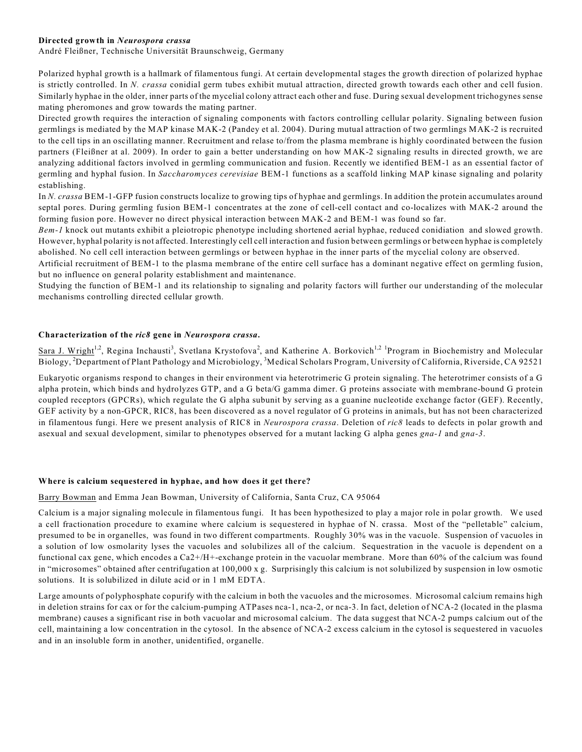**Directed growth in *Neurospora crassa***

André Fleißner, Technische Universität Braunschweig, Germany

Polarized hyphal growth is a hallmark of filamentous fungi. At certain developmental stages the growth direction of polarized hyphae is strictly controlled. In *N. crassa* conidial germ tubes exhibit mutual attraction, directed growth towards each other and cell fusion. Similarly hyphae in the older, inner parts of the mycelial colony attract each other and fuse. During sexual development trichogynes sense mating pheromones and grow towards the mating partner.

Directed growth requires the interaction of signaling components with factors controlling cellular polarity. Signaling between fusion germlings is mediated by the MAP kinase MAK-2 (Pandey et al. 2004). During mutual attraction of two germlings MAK-2 is recruited to the cell tips in an oscillating manner. Recruitment and relase to/from the plasma membrane is highly coordinated between the fusion partners (Fleißner at al. 2009). In order to gain a better understanding on how MAK-2 signaling results in directed growth, we are analyzing additional factors involved in germling communication and fusion. Recently we identified BEM-1 as an essential factor of germling and hyphal fusion. In *Saccharomyces cerevisiae* BEM-1 functions as a scaffold linking MAP kinase signaling and polarity establishing.

In *N. crassa* BEM-1-GFP fusion constructs localize to growing tips of hyphae and germlings. In addition the protein accumulates around septal pores. During germling fusion BEM-1 concentrates at the zone of cell-cell contact and co-localizes with MAK-2 around the forming fusion pore. However no direct physical interaction between MAK-2 and BEM-1 was found so far.

*Bem-1* knock out mutants exhibit a pleiotropic phenotype including shortened aerial hyphae, reduced conidiation and slowed growth. However, hyphal polarity is not affected. Interestingly cell cell interaction and fusion between germlings or between hyphae is completely abolished. No cell cell interaction between germlings or between hyphae in the inner parts of the mycelial colony are observed.

Artificial recruitment of BEM-1 to the plasma membrane of the entire cell surface has a dominant negative effect on germling fusion, but no influence on general polarity establishment and maintenance.

Studying the function of BEM-1 and its relationship to signaling and polarity factors will further our understanding of the molecular mechanisms controlling directed cellular growth.

**Characterization of the *ric8* gene in *Neurospora crassa*.**

Sara J. Wright[1,2], Regina Inchausti[3], Svetlana Krystofova[2], and Katherine A. Borkovich[1,2] [1]Program in Biochemistry and Molecular Biology, [2]Department of Plant Pathology and Microbiology, [3]Medical Scholars Program, University of California, Riverside, CA 92521

Eukaryotic organisms respond to changes in their environment via heterotrimeric G protein signaling. The heterotrimer consists of a G alpha protein, which binds and hydrolyzes GTP, and a G beta/G gamma dimer. G proteins associate with membrane-bound G protein coupled receptors (GPCRs), which regulate the G alpha subunit by serving as a guanine nucleotide exchange factor (GEF). Recently, GEF activity by a non-GPCR, RIC8, has been discovered as a novel regulator of G proteins in animals, but has not been characterized in filamentous fungi. Here we present analysis of RIC8 in *Neurospora crassa*. Deletion of *ric8* leads to defects in polar growth and asexual and sexual development, similar to phenotypes observed for a mutant lacking G alpha genes *gna-1* and *gna-3*.

**Where is calcium sequestered in hyphae, and how does it get there?**

Barry Bowman and Emma Jean Bowman, University of California, Santa Cruz, CA 95064

Calcium is a major signaling molecule in filamentous fungi. It has been hypothesized to play a major role in polar growth. We used a cell fractionation procedure to examine where calcium is sequestered in hyphae of N. crassa. Most of the "pelletable" calcium, presumed to be in organelles, was found in two different compartments. Roughly 30% was in the vacuole. Suspension of vacuoles in a solution of low osmolarity lyses the vacuoles and solubilizes all of the calcium. Sequestration in the vacuole is dependent on a functional cax gene, which encodes a $Ca^{2+}/H^{+}$-exchange protein in the vacuolar membrane. More than 60% of the calcium was found in "microsomes" obtained after centrifugation at 100,000 x g. Surprisingly this calcium is not solubilized by suspension in low osmotic solutions. It is solubilized in dilute acid or in 1 mM EDTA.

Large amounts of polyphosphate copurify with the calcium in both the vacuoles and the microsomes. Microsomal calcium remains high in deletion strains for cax or for the calcium-pumping ATPases nca-1, nca-2, or nca-3. In fact, deletion of NCA-2 (located in the plasma membrane) causes a significant rise in both vacuolar and microsomal calcium. The data suggest that NCA-2 pumps calcium out of the cell, maintaining a low concentration in the cytosol. In the absence of NCA-2 excess calcium in the cytosol is sequestered in vacuoles and in an insoluble form in another, unidentified, organelle.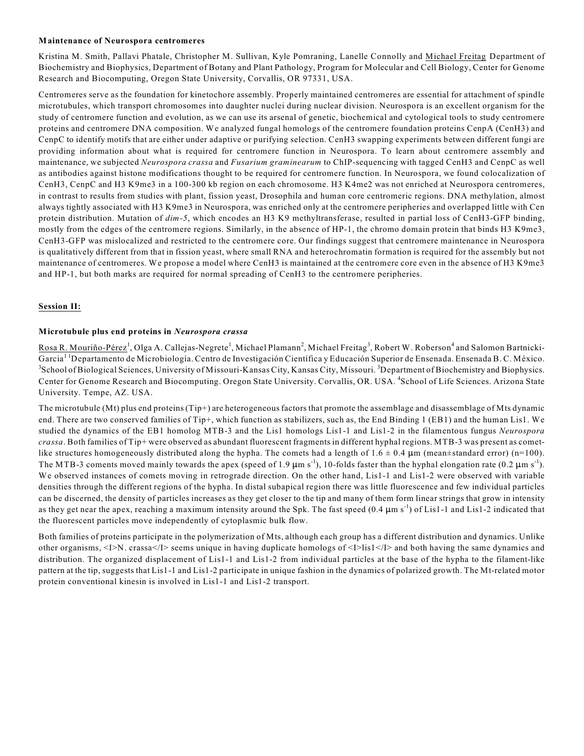**Maintenance of Neurospora centromeres**

Kristina M. Smith, Pallavi Phatale, Christopher M. Sullivan, Kyle Pomraning, Lanelle Connolly and Michael Freitag Department of Biochemistry and Biophysics, Department of Botany and Plant Pathology, Program for Molecular and Cell Biology, Center for Genome Research and Biocomputing, Oregon State University, Corvallis, OR 97331, USA.

Centromeres serve as the foundation for kinetochore assembly. Properly maintained centromeres are essential for attachment of spindle microtubules, which transport chromosomes into daughter nuclei during nuclear division. Neurospora is an excellent organism for the study of centromere function and evolution, as we can use its arsenal of genetic, biochemical and cytological tools to study centromere proteins and centromere DNA composition. We analyzed fungal homologs of the centromere foundation proteins CenpA (CenH3) and CenpC to identify motifs that are either under adaptive or purifying selection. CenH3 swapping experiments between different fungi are providing information about what is required for centromere function in Neurospora. To learn about centromere assembly and maintenance, we subjected *Neurospora crassa* and *Fusarium graminearum* to ChIP-sequencing with tagged CenH3 and CenpC as well as antibodies against histone modifications thought to be required for centromere function. In Neurospora, we found colocalization of CenH3, CenpC and H3 K9me3 in a 100-300 kb region on each chromosome. H3 K4me2 was not enriched at Neurospora centromeres, in contrast to results from studies with plant, fission yeast, Drosophila and human core centromeric regions. DNA methylation, almost always tightly associated with H3 K9me3 in Neurospora, was enriched only at the centromere peripheries and overlapped little with Cen protein distribution. Mutation of *dim-5*, which encodes an H3 K9 methyltransferase, resulted in partial loss of CenH3-GFP binding, mostly from the edges of the centromere regions. Similarly, in the absence of HP-1, the chromo domain protein that binds H3 K9me3, CenH3-GFP was mislocalized and restricted to the centromere core. Our findings suggest that centromere maintenance in Neurospora is qualitatively different from that in fission yeast, where small RNA and heterochromatin formation is required for the assembly but not maintenance of centromeres. We propose a model where CenH3 is maintained at the centromere core even in the absence of H3 K9me3 and HP-1, but both marks are required for normal spreading of CenH3 to the centromere peripheries.

**Session II:**

**Microtubule plus end proteins in *Neurospora crassa***

Rosa R. Mouriño-Pérez[1], Olga A. Callejas-Negrete[1], Michael Plamann[2], Michael Freitag[3], Robert W. Roberson[4] and Salomon Bartnicki-Garcia[1] [1]Departamento de Microbiología. Centro de Investigación Científica y Educación Superior de Ensenada. Ensenada B. C. México. [3]School of Biological Sciences, University of Missouri-Kansas City, Kansas City, Missouri. [3]Department of Biochemistry and Biophysics. Center for Genome Research and Biocomputing. Oregon State University. Corvallis, OR. USA. [4]School of Life Sciences. Arizona State University. Tempe, AZ. USA.

The microtubule (Mt) plus end proteins (Tip+) are heterogeneous factors that promote the assemblage and disassemblage of Mts dynamic end. There are two conserved families of Tip+, which function as stabilizers, such as, the End Binding 1 (EB1) and the human Lis1. We studied the dynamics of the EB1 homolog MTB-3 and the Lis1 homologs Lis1-1 and Lis1-2 in the filamentous fungus *Neurospora crassa*. Both families of Tip+ were observed as abundant fluorescent fragments in different hyphal regions. MTB-3 was present as comet-like structures homogeneously distributed along the hypha. The comets had a length of $1.6 \pm 0.4$ μm (mean±standard error) (n=100). The MTB-3 coments moved mainly towards the apex (speed of 1.9 μm $s^{-1}$), 10-folds faster than the hyphal elongation rate (0.2 μm $s^{-1}$). We observed instances of comets moving in retrograde direction. On the other hand, Lis1-1 and Lis1-2 were observed with variable densities through the different regions of the hypha. In distal subapical region there was little fluorescence and few individual particles can be discerned, the density of particles increases as they get closer to the tip and many of them form linear strings that grow in intensity as they get near the apex, reaching a maximum intensity around the Spk. The fast speed (0.4 μm $s^{-1}$) of Lis1-1 and Lis1-2 indicated that the fluorescent particles move independently of cytoplasmic bulk flow.

Both families of proteins participate in the polymerization of Mts, although each group has a different distribution and dynamics. Unlike other organisms, <I>N. crassa</I> seems unique in having duplicate homologs of <I>lis1</I> and both having the same dynamics and distribution. The organized displacement of Lis1-1 and Lis1-2 from individual particles at the base of the hypha to the filament-like pattern at the tip, suggests that Lis1-1 and Lis1-2 participate in unique fashion in the dynamics of polarized growth. The Mt-related motor protein conventional kinesin is involved in Lis1-1 and Lis1-2 transport.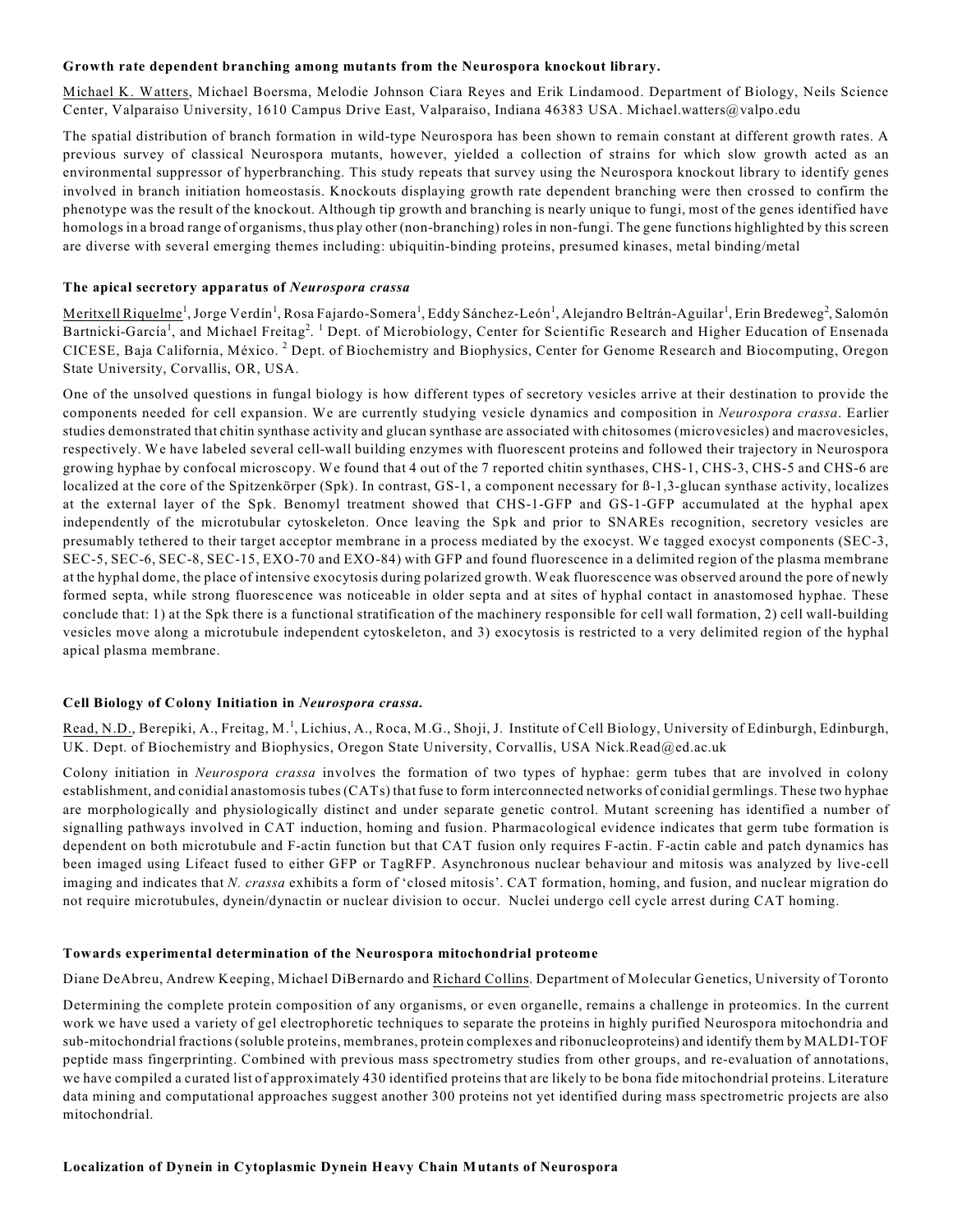**Growth rate dependent branching among mutants from the Neurospora knockout library.**

Michael K. Watters, Michael Boersma, Melodie Johnson Ciara Reyes and Erik Lindamood. Department of Biology, Neils Science Center, Valparaiso University, 1610 Campus Drive East, Valparaiso, Indiana 46383 USA. Michael.watters@valpo.edu

The spatial distribution of branch formation in wild-type Neurospora has been shown to remain constant at different growth rates. A previous survey of classical Neurospora mutants, however, yielded a collection of strains for which slow growth acted as an environmental suppressor of hyperbranching. This study repeats that survey using the Neurospora knockout library to identify genes involved in branch initiation homeostasis. Knockouts displaying growth rate dependent branching were then crossed to confirm the phenotype was the result of the knockout. Although tip growth and branching is nearly unique to fungi, most of the genes identified have homologs in a broad range of organisms, thus play other (non-branching) roles in non-fungi. The gene functions highlighted by this screen are diverse with several emerging themes including: ubiquitin-binding proteins, presumed kinases, metal binding/metal

**The apical secretory apparatus of *Neurospora crassa***

Meritxell Riquelme[1], Jorge Verdín[1], Rosa Fajardo-Somera[1], Eddy Sánchez-León[1], Alejandro Beltrán-Aguilar[1], Erin Bredeweg[2], Salomón Bartnicki-García[1], and Michael Freitag[2]. [1] Dept. of Microbiology, Center for Scientific Research and Higher Education of Ensenada CICESE, Baja California, México. [2] Dept. of Biochemistry and Biophysics, Center for Genome Research and Biocomputing, Oregon State University, Corvallis, OR, USA.

One of the unsolved questions in fungal biology is how different types of secretory vesicles arrive at their destination to provide the components needed for cell expansion. We are currently studying vesicle dynamics and composition in *Neurospora crassa*. Earlier studies demonstrated that chitin synthase activity and glucan synthase are associated with chitosomes (microvesicles) and macrovesicles, respectively. We have labeled several cell-wall building enzymes with fluorescent proteins and followed their trajectory in Neurospora growing hyphae by confocal microscopy. We found that 4 out of the 7 reported chitin synthases, CHS-1, CHS-3, CHS-5 and CHS-6 are localized at the core of the Spitzenkörper (Spk). In contrast, GS-1, a component necessary for ß-1,3-glucan synthase activity, localizes at the external layer of the Spk. Benomyl treatment showed that CHS-1-GFP and GS-1-GFP accumulated at the hyphal apex independently of the microtubular cytoskeleton. Once leaving the Spk and prior to SNAREs recognition, secretory vesicles are presumably tethered to their target acceptor membrane in a process mediated by the exocyst. We tagged exocyst components (SEC-3, SEC-5, SEC-6, SEC-8, SEC-15, EXO-70 and EXO-84) with GFP and found fluorescence in a delimited region of the plasma membrane at the hyphal dome, the place of intensive exocytosis during polarized growth. Weak fluorescence was observed around the pore of newly formed septa, while strong fluorescence was noticeable in older septa and at sites of hyphal contact in anastomosed hyphae. These conclude that: 1) at the Spk there is a functional stratification of the machinery responsible for cell wall formation, 2) cell wall-building vesicles move along a microtubule independent cytoskeleton, and 3) exocytosis is restricted to a very delimited region of the hyphal apical plasma membrane.

**Cell Biology of Colony Initiation in *Neurospora crassa*.**

Read, N.D., Berepiki, A., Freitag, M.[1], Lichius, A., Roca, M.G., Shoji, J. Institute of Cell Biology, University of Edinburgh, Edinburgh, UK. Dept. of Biochemistry and Biophysics, Oregon State University, Corvallis, USA Nick.Read@ed.ac.uk

Colony initiation in *Neurospora crassa* involves the formation of two types of hyphae: germ tubes that are involved in colony establishment, and conidial anastomosis tubes (CATs) that fuse to form interconnected networks of conidial germlings. These two hyphae are morphologically and physiologically distinct and under separate genetic control. Mutant screening has identified a number of signalling pathways involved in CAT induction, homing and fusion. Pharmacological evidence indicates that germ tube formation is dependent on both microtubule and F-actin function but that CAT fusion only requires F-actin. F-actin cable and patch dynamics has been imaged using Lifeact fused to either GFP or TagRFP. Asynchronous nuclear behaviour and mitosis was analyzed by live-cell imaging and indicates that *N. crassa* exhibits a form of 'closed mitosis'. CAT formation, homing, and fusion, and nuclear migration do not require microtubules, dynein/dynactin or nuclear division to occur. Nuclei undergo cell cycle arrest during CAT homing.

**Towards experimental determination of the Neurospora mitochondrial proteome**

Diane DeAbreu, Andrew Keeping, Michael DiBernardo and Richard Collins. Department of Molecular Genetics, University of Toronto

Determining the complete protein composition of any organisms, or even organelle, remains a challenge in proteomics. In the current work we have used a variety of gel electrophoretic techniques to separate the proteins in highly purified Neurospora mitochondria and sub-mitochondrial fractions (soluble proteins, membranes, protein complexes and ribonucleoproteins) and identify them by MALDI-TOF peptide mass fingerprinting. Combined with previous mass spectrometry studies from other groups, and re-evaluation of annotations, we have compiled a curated list of approximately 430 identified proteins that are likely to be bona fide mitochondrial proteins. Literature data mining and computational approaches suggest another 300 proteins not yet identified during mass spectrometric projects are also mitochondrial.

**Localization of Dynein in Cytoplasmic Dynein Heavy Chain Mutants of Neurospora**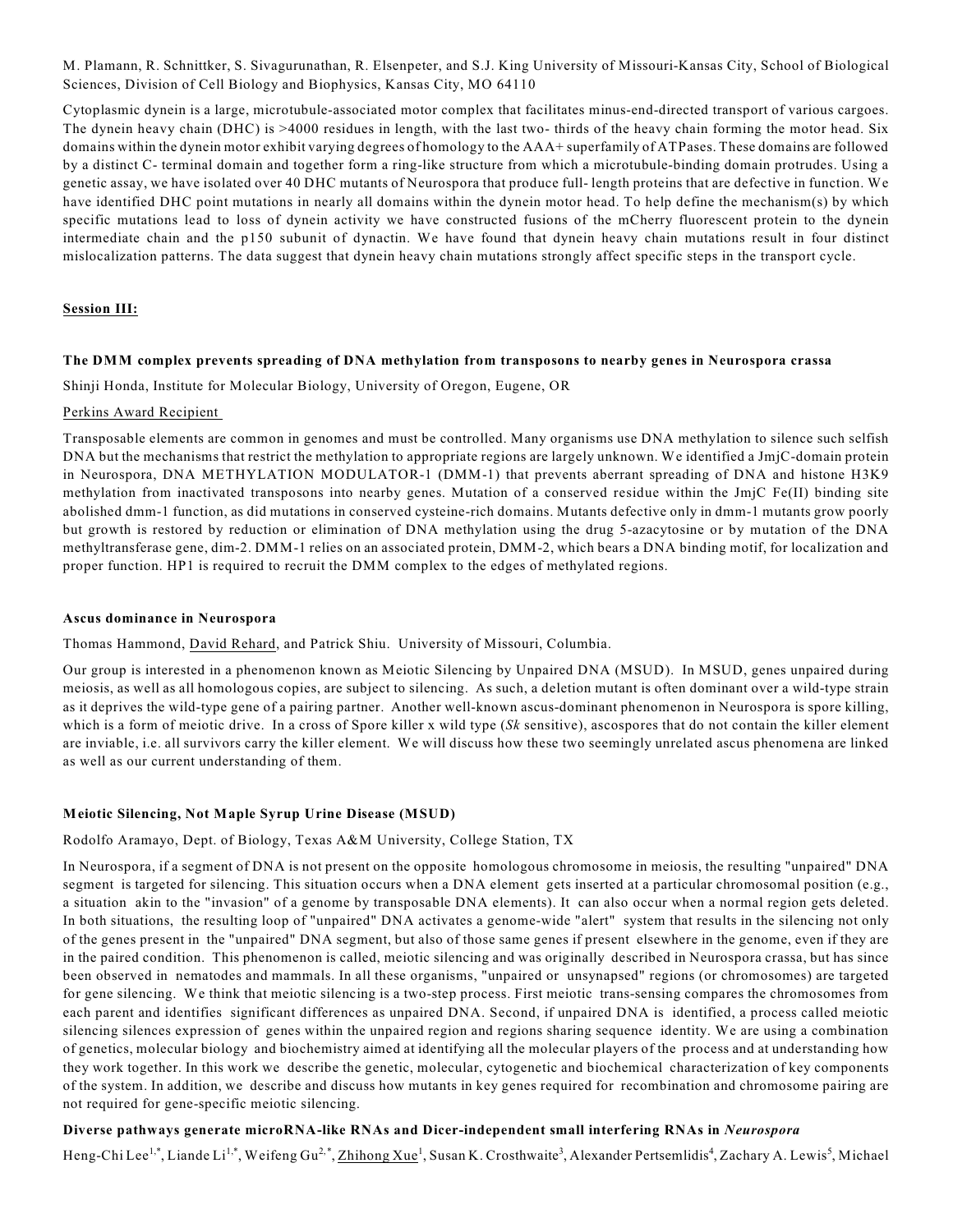M. Plamann, R. Schnittker, S. Sivagurunathan, R. Elsenpeter, and S.J. King University of Missouri-Kansas City, School of Biological Sciences, Division of Cell Biology and Biophysics, Kansas City, MO 64110

Cytoplasmic dynein is a large, microtubule-associated motor complex that facilitates minus-end-directed transport of various cargoes. The dynein heavy chain (DHC) is >4000 residues in length, with the last two- thirds of the heavy chain forming the motor head. Six domains within the dynein motor exhibit varying degrees of homology to the AAA+ superfamily of ATPases. These domains are followed by a distinct C- terminal domain and together form a ring-like structure from which a microtubule-binding domain protrudes. Using a genetic assay, we have isolated over 40 DHC mutants of Neurospora that produce full- length proteins that are defective in function. We have identified DHC point mutations in nearly all domains within the dynein motor head. To help define the mechanism(s) by which specific mutations lead to loss of dynein activity we have constructed fusions of the mCherry fluorescent protein to the dynein intermediate chain and the p150 subunit of dynactin. We have found that dynein heavy chain mutations result in four distinct mislocalization patterns. The data suggest that dynein heavy chain mutations strongly affect specific steps in the transport cycle.

## Session III:

**The DMM complex prevents spreading of DNA methylation from transposons to nearby genes in Neurospora crassa**

Shinji Honda, Institute for Molecular Biology, University of Oregon, Eugene, OR

Perkins Award Recipient

Transposable elements are common in genomes and must be controlled. Many organisms use DNA methylation to silence such selfish DNA but the mechanisms that restrict the methylation to appropriate regions are largely unknown. We identified a JmjC-domain protein in Neurospora, DNA METHYLATION MODULATOR-1 (DMM-1) that prevents aberrant spreading of DNA and histone H3K9 methylation from inactivated transposons into nearby genes. Mutation of a conserved residue within the JmjC Fe(II) binding site abolished dmm-1 function, as did mutations in conserved cysteine-rich domains. Mutants defective only in dmm-1 mutants grow poorly but growth is restored by reduction or elimination of DNA methylation using the drug 5-azacytosine or by mutation of the DNA methyltransferase gene, dim-2. DMM-1 relies on an associated protein, DMM-2, which bears a DNA binding motif, for localization and proper function. HP1 is required to recruit the DMM complex to the edges of methylated regions.

**Ascus dominance in Neurospora**

Thomas Hammond, David Rehard, and Patrick Shiu. University of Missouri, Columbia.

Our group is interested in a phenomenon known as Meiotic Silencing by Unpaired DNA (MSUD). In MSUD, genes unpaired during meiosis, as well as all homologous copies, are subject to silencing. As such, a deletion mutant is often dominant over a wild-type strain as it deprives the wild-type gene of a pairing partner. Another well-known ascus-dominant phenomenon in Neurospora is spore killing, which is a form of meiotic drive. In a cross of Spore killer x wild type (*Sk* sensitive), ascospores that do not contain the killer element are inviable, i.e. all survivors carry the killer element. We will discuss how these two seemingly unrelated ascus phenomena are linked as well as our current understanding of them.

**Meiotic Silencing, Not Maple Syrup Urine Disease (MSUD)**

Rodolfo Aramayo, Dept. of Biology, Texas A&M University, College Station, TX

In Neurospora, if a segment of DNA is not present on the opposite homologous chromosome in meiosis, the resulting "unpaired" DNA segment is targeted for silencing. This situation occurs when a DNA element gets inserted at a particular chromosomal position (e.g., a situation akin to the "invasion" of a genome by transposable DNA elements). It can also occur when a normal region gets deleted. In both situations, the resulting loop of "unpaired" DNA activates a genome-wide "alert" system that results in the silencing not only of the genes present in the "unpaired" DNA segment, but also of those same genes if present elsewhere in the genome, even if they are in the paired condition. This phenomenon is called, meiotic silencing and was originally described in Neurospora crassa, but has since been observed in nematodes and mammals. In all these organisms, "unpaired or unsynapsed" regions (or chromosomes) are targeted for gene silencing. We think that meiotic silencing is a two-step process. First meiotic trans-sensing compares the chromosomes from each parent and identifies significant differences as unpaired DNA. Second, if unpaired DNA is identified, a process called meiotic silencing silences expression of genes within the unpaired region and regions sharing sequence identity. We are using a combination of genetics, molecular biology and biochemistry aimed at identifying all the molecular players of the process and at understanding how they work together. In this work we describe the genetic, molecular, cytogenetic and biochemical characterization of key components of the system. In addition, we describe and discuss how mutants in key genes required for recombination and chromosome pairing are not required for gene-specific meiotic silencing.

**Diverse pathways generate microRNA-like RNAs and Dicer-independent small interfering RNAs in *Neurospora***

Heng-Chi Lee[1,*], Liande Li[1,*], Weifeng Gu[2,*], Zhihong Xue[1], Susan K. Crosthwaite[3], Alexander Pertsemlidis[4], Zachary A. Lewis[5], Michael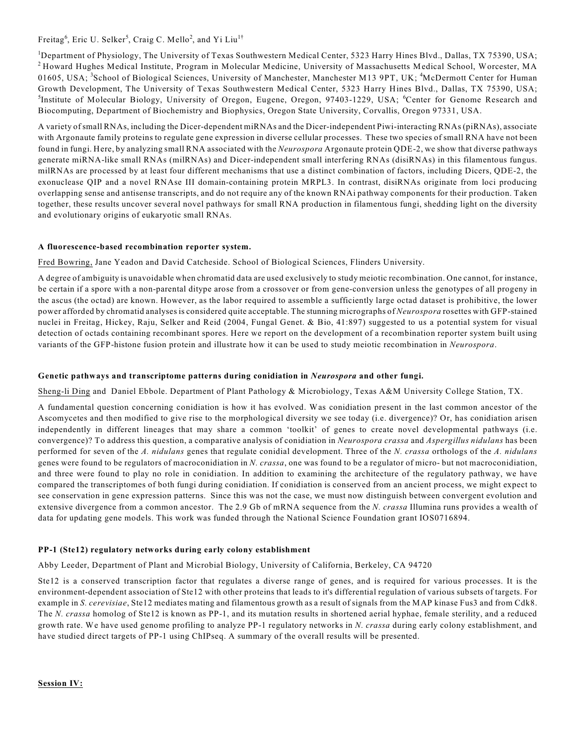Freitag[6], Eric U. Selker[5], Craig C. Mello[2], and Yi Liu[1†]

[1]Department of Physiology, The University of Texas Southwestern Medical Center, 5323 Harry Hines Blvd., Dallas, TX 75390, USA; [2] Howard Hughes Medical Institute, Program in Molecular Medicine, University of Massachusetts Medical School, Worcester, MA 01605, USA; [3]School of Biological Sciences, University of Manchester, Manchester M13 9PT, UK; [4]McDermott Center for Human Growth Development, The University of Texas Southwestern Medical Center, 5323 Harry Hines Blvd., Dallas, TX 75390, USA; [5]Institute of Molecular Biology, University of Oregon, Eugene, Oregon, 97403-1229, USA; [6]Center for Genome Research and Biocomputing, Department of Biochemistry and Biophysics, Oregon State University, Corvallis, Oregon 97331, USA.

A variety of small RNAs, including the Dicer-dependent miRNAs and the Dicer-independent Piwi-interacting RNAs (piRNAs), associate with Argonaute family proteins to regulate gene expression in diverse cellular processes. These two species of small RNA have not been found in fungi. Here, by analyzing small RNA associated with the *Neurospora* Argonaute protein QDE-2, we show that diverse pathways generate miRNA-like small RNAs (milRNAs) and Dicer-independent small interfering RNAs (disiRNAs) in this filamentous fungus. milRNAs are processed by at least four different mechanisms that use a distinct combination of factors, including Dicers, QDE-2, the exonuclease QIP and a novel RNAse III domain-containing protein MRPL3. In contrast, disiRNAs originate from loci producing overlapping sense and antisense transcripts, and do not require any of the known RNAi pathway components for their production. Taken together, these results uncover several novel pathways for small RNA production in filamentous fungi, shedding light on the diversity and evolutionary origins of eukaryotic small RNAs.

**A fluorescence-based recombination reporter system.**

Fred Bowring, Jane Yeadon and David Catcheside. School of Biological Sciences, Flinders University.

A degree of ambiguity is unavoidable when chromatid data are used exclusively to study meiotic recombination. One cannot, for instance, be certain if a spore with a non-parental ditype arose from a crossover or from gene-conversion unless the genotypes of all progeny in the ascus (the octad) are known. However, as the labor required to assemble a sufficiently large octad dataset is prohibitive, the lower power afforded by chromatid analyses is considered quite acceptable. The stunning micrographs of *Neurospora* rosettes with GFP-stained nuclei in Freitag, Hickey, Raju, Selker and Reid (2004, Fungal Genet. & Bio, 41:897) suggested to us a potential system for visual detection of octads containing recombinant spores. Here we report on the development of a recombination reporter system built using variants of the GFP-histone fusion protein and illustrate how it can be used to study meiotic recombination in *Neurospora*.

**Genetic pathways and transcriptome patterns during conidiation in *Neurospora* and other fungi.**

Sheng-li Ding and Daniel Ebbole. Department of Plant Pathology & Microbiology, Texas A&M University College Station, TX.

A fundamental question concerning conidiation is how it has evolved. Was conidiation present in the last common ancestor of the Ascomycetes and then modified to give rise to the morphological diversity we see today (i.e. divergence)? Or, has conidiation arisen independently in different lineages that may share a common 'toolkit' of genes to create novel developmental pathways (i.e. convergence)? To address this question, a comparative analysis of conidiation in *Neurospora crassa* and *Aspergillus nidulans* has been performed for seven of the *A. nidulans* genes that regulate conidial development. Three of the *N. crassa* orthologs of the *A. nidulans* genes were found to be regulators of macroconidiation in *N. crassa*, one was found to be a regulator of micro- but not macroconidiation, and three were found to play no role in conidiation. In addition to examining the architecture of the regulatory pathway, we have compared the transcriptomes of both fungi during conidiation. If conidiation is conserved from an ancient process, we might expect to see conservation in gene expression patterns. Since this was not the case, we must now distinguish between convergent evolution and extensive divergence from a common ancestor. The 2.9 Gb of mRNA sequence from the *N. crassa* Illumina runs provides a wealth of data for updating gene models. This work was funded through the National Science Foundation grant IOS0716894.

**PP-1 (Ste12) regulatory networks during early colony establishment**

Abby Leeder, Department of Plant and Microbial Biology, University of California, Berkeley, CA 94720

Ste12 is a conserved transcription factor that regulates a diverse range of genes, and is required for various processes. It is the environment-dependent association of Ste12 with other proteins that leads to it's differential regulation of various subsets of targets. For example in *S. cerevisiae*, Ste12 mediates mating and filamentous growth as a result of signals from the MAP kinase Fus3 and from Cdk8. The *N. crassa* homolog of Ste12 is known as PP-1, and its mutation results in shortened aerial hyphae, female sterility, and a reduced growth rate. We have used genome profiling to analyze PP-1 regulatory networks in *N. crassa* during early colony establishment, and have studied direct targets of PP-1 using ChIPseq. A summary of the overall results will be presented.

**Session IV:**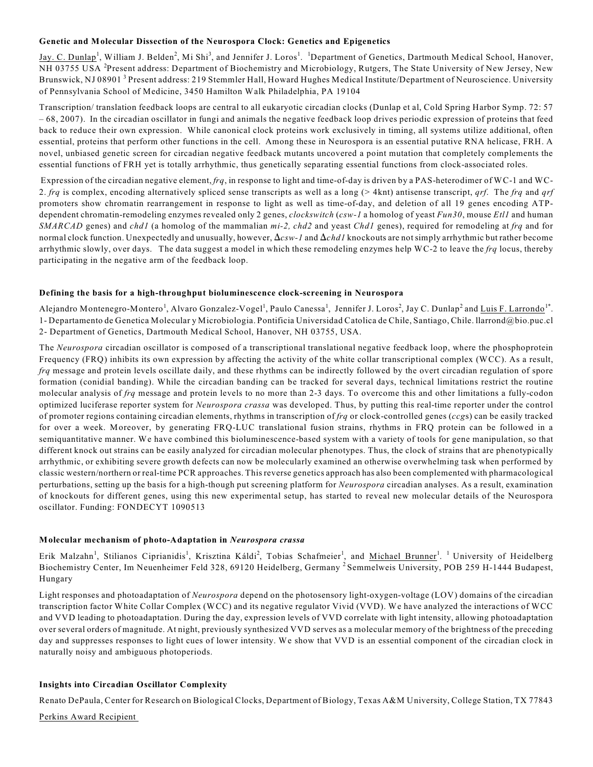### Genetic and Molecular Dissection of the Neurospora Clock: Genetics and Epigenetics

Jay. C. Dunlap[1], William J. Belden[2], Mi Shi[3], and Jennifer J. Loros[1]. [1]Department of Genetics, Dartmouth Medical School, Hanover, NH 03755 USA [2]Present address: Department of Biochemistry and Microbiology, Rutgers, The State University of New Jersey, New Brunswick, NJ 08901 [3] Present address: 219 Stemmler Hall, Howard Hughes Medical Institute/Department of Neuroscience. University of Pennsylvania School of Medicine, 3450 Hamilton Walk Philadelphia, PA 19104

Transcription/ translation feedback loops are central to all eukaryotic circadian clocks (Dunlap et al, Cold Spring Harbor Symp. 72: 57 – 68, 2007). In the circadian oscillator in fungi and animals the negative feedback loop drives periodic expression of proteins that feed back to reduce their own expression. While canonical clock proteins work exclusively in timing, all systems utilize additional, often essential, proteins that perform other functions in the cell. Among these in Neurospora is an essential putative RNA helicase, FRH. A novel, unbiased genetic screen for circadian negative feedback mutants uncovered a point mutation that completely complements the essential functions of FRH yet is totally arrhythmic, thus genetically separating essential functions from clock-associated roles.

Expression of the circadian negative element, *frq*, in response to light and time-of-day is driven by a PAS-heterodimer of WC-1 and WC-2. *frq* is complex, encoding alternatively spliced sense transcripts as well as a long (> 4knt) antisense transcript, *qrf*. The *frq* and *qrf* promoters show chromatin rearrangement in response to light as well as time-of-day, and deletion of all 19 genes encoding ATP-dependent chromatin-remodeling enzymes revealed only 2 genes, *clockswitch* (*csw-1* a homolog of yeast *Fun30*, mouse *Etl1* and human *SMARCAD* genes) and *chd1* (a homolog of the mammalian *mi-2, chd2* and yeast *Chd1* genes), required for remodeling at *frq* and for normal clock function. Unexpectedly and unusually, however, Δ*csw-1* and Δ*chd1* knockouts are not simply arrhythmic but rather become arrhythmic slowly, over days. The data suggest a model in which these remodeling enzymes help WC-2 to leave the *frq* locus, thereby participating in the negative arm of the feedback loop.

### Defining the basis for a high-throughput bioluminescence clock-screening in Neurospora

Alejandro Montenegro-Montero[1], Alvaro Gonzalez-Vogel[1], Paulo Canessa[1], Jennifer J. Loros[2], Jay C. Dunlap[2] and Luis F. Larrondo[1*]. 1- Departamento de Genetica Molecular y Microbiologia. Pontificia Universidad Catolica de Chile, Santiago, Chile. llarrond@bio.puc.cl 2- Department of Genetics, Dartmouth Medical School, Hanover, NH 03755, USA.

The *Neurospora* circadian oscillator is composed of a transcriptional translational negative feedback loop, where the phosphoprotein Frequency (FRQ) inhibits its own expression by affecting the activity of the white collar transcriptional complex (WCC). As a result, *frq* message and protein levels oscillate daily, and these rhythms can be indirectly followed by the overt circadian regulation of spore formation (conidial banding). While the circadian banding can be tracked for several days, technical limitations restrict the routine molecular analysis of *frq* message and protein levels to no more than 2-3 days. To overcome this and other limitations a fully-codon optimized luciferase reporter system for *Neurospora crassa* was developed. Thus, by putting this real-time reporter under the control of promoter regions containing circadian elements, rhythms in transcription of *frq* or clock-controlled genes (*ccg*s) can be easily tracked for over a week. Moreover, by generating FRQ-LUC translational fusion strains, rhythms in FRQ protein can be followed in a semiquantitative manner. We have combined this bioluminescence-based system with a variety of tools for gene manipulation, so that different knock out strains can be easily analyzed for circadian molecular phenotypes. Thus, the clock of strains that are phenotypically arrhythmic, or exhibiting severe growth defects can now be molecularly examined an otherwise overwhelming task when performed by classic western/northern or real-time PCR approaches. This reverse genetics approach has also been complemented with pharmacological perturbations, setting up the basis for a high-though put screening platform for *Neurospora* circadian analyses. As a result, examination of knockouts for different genes, using this new experimental setup, has started to reveal new molecular details of the Neurospora oscillator. Funding: FONDECYT 1090513

### Molecular mechanism of photo-Adaptation in *Neurospora crassa*

Erik Malzahn[1], Stilianos Ciprianidis[1], Krisztina Káldi[2], Tobias Schafmeier[1], and Michael Brunner[1]. [1] University of Heidelberg Biochemistry Center, Im Neuenheimer Feld 328, 69120 Heidelberg, Germany [2] Semmelweis University, POB 259 H-1444 Budapest, Hungary

Light responses and photoadaptation of *Neurospora* depend on the photosensory light-oxygen-voltage (LOV) domains of the circadian transcription factor White Collar Complex (WCC) and its negative regulator Vivid (VVD). We have analyzed the interactions of WCC and VVD leading to photoadaptation. During the day, expression levels of VVD correlate with light intensity, allowing photoadaptation over several orders of magnitude. At night, previously synthesized VVD serves as a molecular memory of the brightness of the preceding day and suppresses responses to light cues of lower intensity. We show that VVD is an essential component of the circadian clock in naturally noisy and ambiguous photoperiods.

### Insights into Circadian Oscillator Complexity

Renato DePaula, Center for Research on Biological Clocks, Department of Biology, Texas A&M University, College Station, TX 77843

Perkins Award Recipient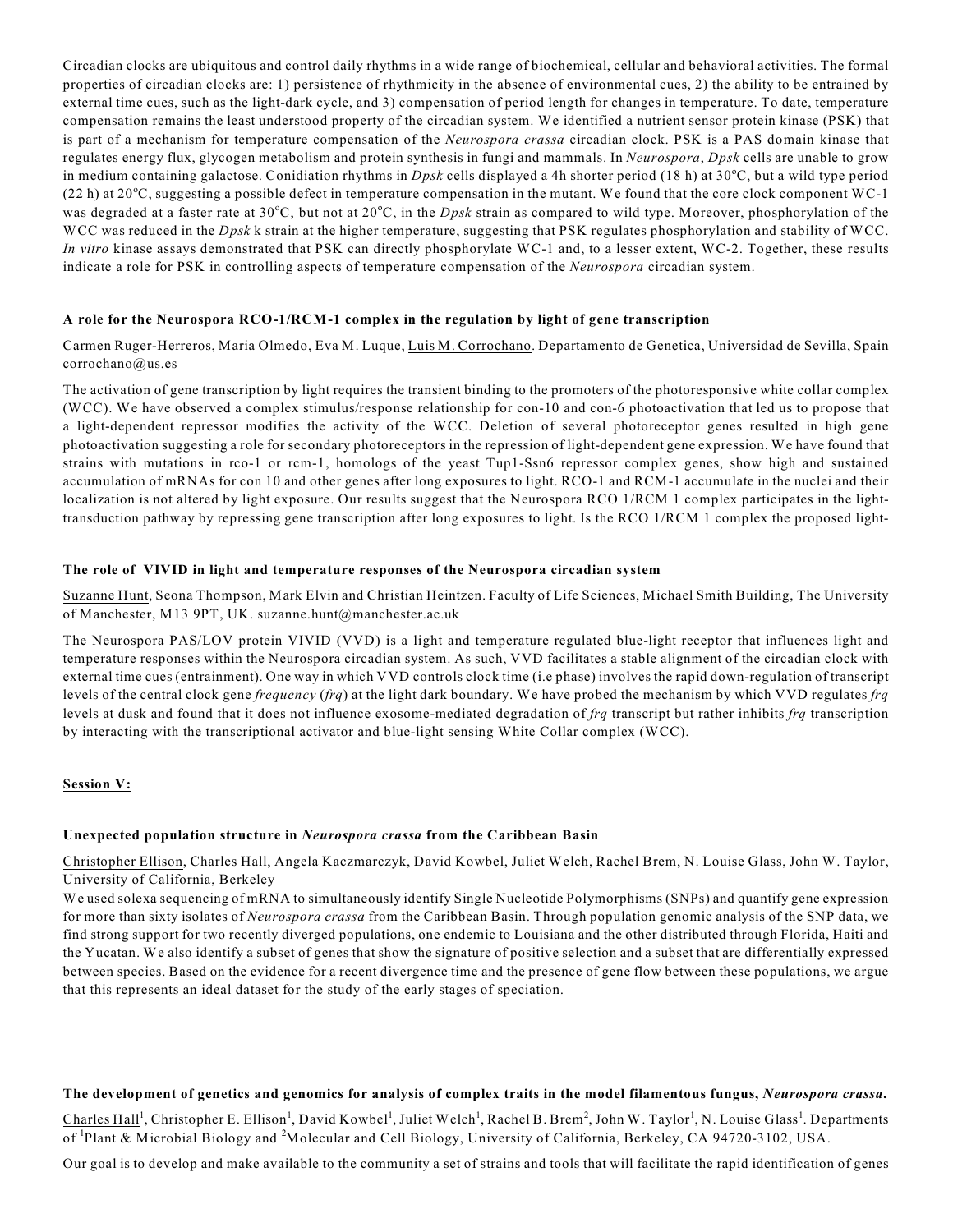Circadian clocks are ubiquitous and control daily rhythms in a wide range of biochemical, cellular and behavioral activities. The formal properties of circadian clocks are: 1) persistence of rhythmicity in the absence of environmental cues, 2) the ability to be entrained by external time cues, such as the light-dark cycle, and 3) compensation of period length for changes in temperature. To date, temperature compensation remains the least understood property of the circadian system. We identified a nutrient sensor protein kinase (PSK) that is part of a mechanism for temperature compensation of the *Neurospora crassa* circadian clock. PSK is a PAS domain kinase that regulates energy flux, glycogen metabolism and protein synthesis in fungi and mammals. In *Neurospora*, *Dpsk* cells are unable to grow in medium containing galactose. Conidiation rhythms in *Dpsk* cells displayed a 4h shorter period (18 h) at 30ºC, but a wild type period (22 h) at 20ºC, suggesting a possible defect in temperature compensation in the mutant. We found that the core clock component WC-1 was degraded at a faster rate at 30ºC, but not at 20ºC, in the *Dpsk* strain as compared to wild type. Moreover, phosphorylation of the WCC was reduced in the *Dpsk* k strain at the higher temperature, suggesting that PSK regulates phosphorylation and stability of WCC. *In vitro* kinase assays demonstrated that PSK can directly phosphorylate WC-1 and, to a lesser extent, WC-2. Together, these results indicate a role for PSK in controlling aspects of temperature compensation of the *Neurospora* circadian system.

**A role for the Neurospora RCO-1/RCM-1 complex in the regulation by light of gene transcription**

Carmen Ruger-Herreros, Maria Olmedo, Eva M. Luque, Luis M. Corrochano. Departamento de Genetica, Universidad de Sevilla, Spain corrochano@us.es

The activation of gene transcription by light requires the transient binding to the promoters of the photoresponsive white collar complex (WCC). We have observed a complex stimulus/response relationship for con-10 and con-6 photoactivation that led us to propose that a light-dependent repressor modifies the activity of the WCC. Deletion of several photoreceptor genes resulted in high gene photoactivation suggesting a role for secondary photoreceptors in the repression of light-dependent gene expression. We have found that strains with mutations in rco-1 or rcm-1, homologs of the yeast Tup1-Ssn6 repressor complex genes, show high and sustained accumulation of mRNAs for con 10 and other genes after long exposures to light. RCO-1 and RCM-1 accumulate in the nuclei and their localization is not altered by light exposure. Our results suggest that the Neurospora RCO 1/RCM 1 complex participates in the light-transduction pathway by repressing gene transcription after long exposures to light. Is the RCO 1/RCM 1 complex the proposed light-

**The role of VIVID in light and temperature responses of the Neurospora circadian system**

Suzanne Hunt, Seona Thompson, Mark Elvin and Christian Heintzen. Faculty of Life Sciences, Michael Smith Building, The University of Manchester, M13 9PT, UK. suzanne.hunt@manchester.ac.uk

The Neurospora PAS/LOV protein VIVID (VVD) is a light and temperature regulated blue-light receptor that influences light and temperature responses within the Neurospora circadian system. As such, VVD facilitates a stable alignment of the circadian clock with external time cues (entrainment). One way in which VVD controls clock time (i.e phase) involves the rapid down-regulation of transcript levels of the central clock gene *frequency* (*frq*) at the light dark boundary. We have probed the mechanism by which VVD regulates *frq* levels at dusk and found that it does not influence exosome-mediated degradation of *frq* transcript but rather inhibits *frq* transcription by interacting with the transcriptional activator and blue-light sensing White Collar complex (WCC).

**Session V:**

**Unexpected population structure in *Neurospora crassa* from the Caribbean Basin**

Christopher Ellison, Charles Hall, Angela Kaczmarczyk, David Kowbel, Juliet Welch, Rachel Brem, N. Louise Glass, John W. Taylor, University of California, Berkeley

We used solexa sequencing of mRNA to simultaneously identify Single Nucleotide Polymorphisms (SNPs) and quantify gene expression for more than sixty isolates of *Neurospora crassa* from the Caribbean Basin. Through population genomic analysis of the SNP data, we find strong support for two recently diverged populations, one endemic to Louisiana and the other distributed through Florida, Haiti and the Yucatan. We also identify a subset of genes that show the signature of positive selection and a subset that are differentially expressed between species. Based on the evidence for a recent divergence time and the presence of gene flow between these populations, we argue that this represents an ideal dataset for the study of the early stages of speciation.

**The development of genetics and genomics for analysis of complex traits in the model filamentous fungus, *Neurospora crassa*.**

Charles Hall[1], Christopher E. Ellison[1], David Kowbel[1], Juliet Welch[1], Rachel B. Brem[2], John W. Taylor[1], N. Louise Glass[1]. Departments of [1]Plant & Microbial Biology and [2]Molecular and Cell Biology, University of California, Berkeley, CA 94720-3102, USA.

Our goal is to develop and make available to the community a set of strains and tools that will facilitate the rapid identification of genes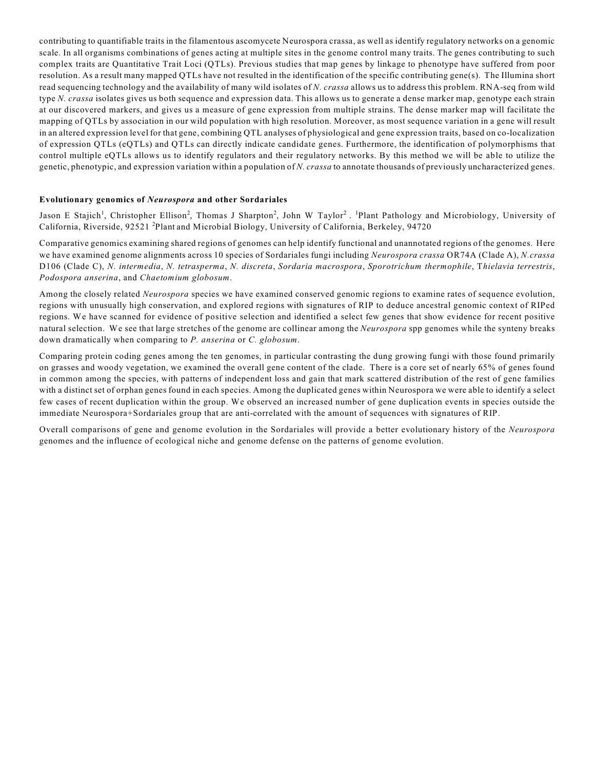contributing to quantifiable traits in the filamentous ascomycete Neurospora crassa, as well as identify regulatory networks on a genomic scale. In all organisms combinations of genes acting at multiple sites in the genome control many traits. The genes contributing to such complex traits are Quantitative Trait Loci (QTLs). Previous studies that map genes by linkage to phenotype have suffered from poor resolution. As a result many mapped QTLs have not resulted in the identification of the specific contributing gene(s). The Illumina short read sequencing technology and the availability of many wild isolates of *N. crassa* allows us to address this problem. RNA-seq from wild type *N. crassa* isolates gives us both sequence and expression data. This allows us to generate a dense marker map, genotype each strain at our discovered markers, and gives us a measure of gene expression from multiple strains. The dense marker map will facilitate the mapping of QTLs by association in our wild population with high resolution. Moreover, as most sequence variation in a gene will result in an altered expression level for that gene, combining QTL analyses of physiological and gene expression traits, based on co-localization of expression QTLs (eQTLs) and QTLs can directly indicate candidate genes. Furthermore, the identification of polymorphisms that control multiple eQTLs allows us to identify regulators and their regulatory networks. By this method we will be able to utilize the genetic, phenotypic, and expression variation within a population of *N. crassa* to annotate thousands of previously uncharacterized genes.

### Evolutionary genomics of *Neurospora* and other Sordariales

Jason E Stajich[1], Christopher Ellison[2], Thomas J Sharpton[2], John W Taylor[2] . [1]Plant Pathology and Microbiology, University of California, Riverside, 92521 [2]Plant and Microbial Biology, University of California, Berkeley, 94720

Comparative genomics examining shared regions of genomes can help identify functional and unannotated regions of the genomes. Here we have examined genome alignments across 10 species of Sordariales fungi including *Neurospora crassa* OR74A (Clade A), *N.crassa* D106 (Clade C), *N. intermedia*, *N. tetrasperma*, *N. discreta*, *Sordaria macrospora*, *Sporotrichum thermophile*, T*hielavia terrestris*, *Podospora anserina*, and *Chaetomium globosum*.

Among the closely related *Neurospora* species we have examined conserved genomic regions to examine rates of sequence evolution, regions with unusually high conservation, and explored regions with signatures of RIP to deduce ancestral genomic context of RIPed regions. We have scanned for evidence of positive selection and identified a select few genes that show evidence for recent positive natural selection. We see that large stretches of the genome are collinear among the *Neurospora* spp genomes while the synteny breaks down dramatically when comparing to *P. anserina* or *C. globosum*.

Comparing protein coding genes among the ten genomes, in particular contrasting the dung growing fungi with those found primarily on grasses and woody vegetation, we examined the overall gene content of the clade. There is a core set of nearly 65% of genes found in common among the species, with patterns of independent loss and gain that mark scattered distribution of the rest of gene families with a distinct set of orphan genes found in each species. Among the duplicated genes within Neurospora we were able to identify a select few cases of recent duplication within the group. We observed an increased number of gene duplication events in species outside the immediate Neurospora+Sordariales group that are anti-correlated with the amount of sequences with signatures of RIP.

Overall comparisons of gene and genome evolution in the Sordariales will provide a better evolutionary history of the *Neurospora* genomes and the influence of ecological niche and genome defense on the patterns of genome evolution.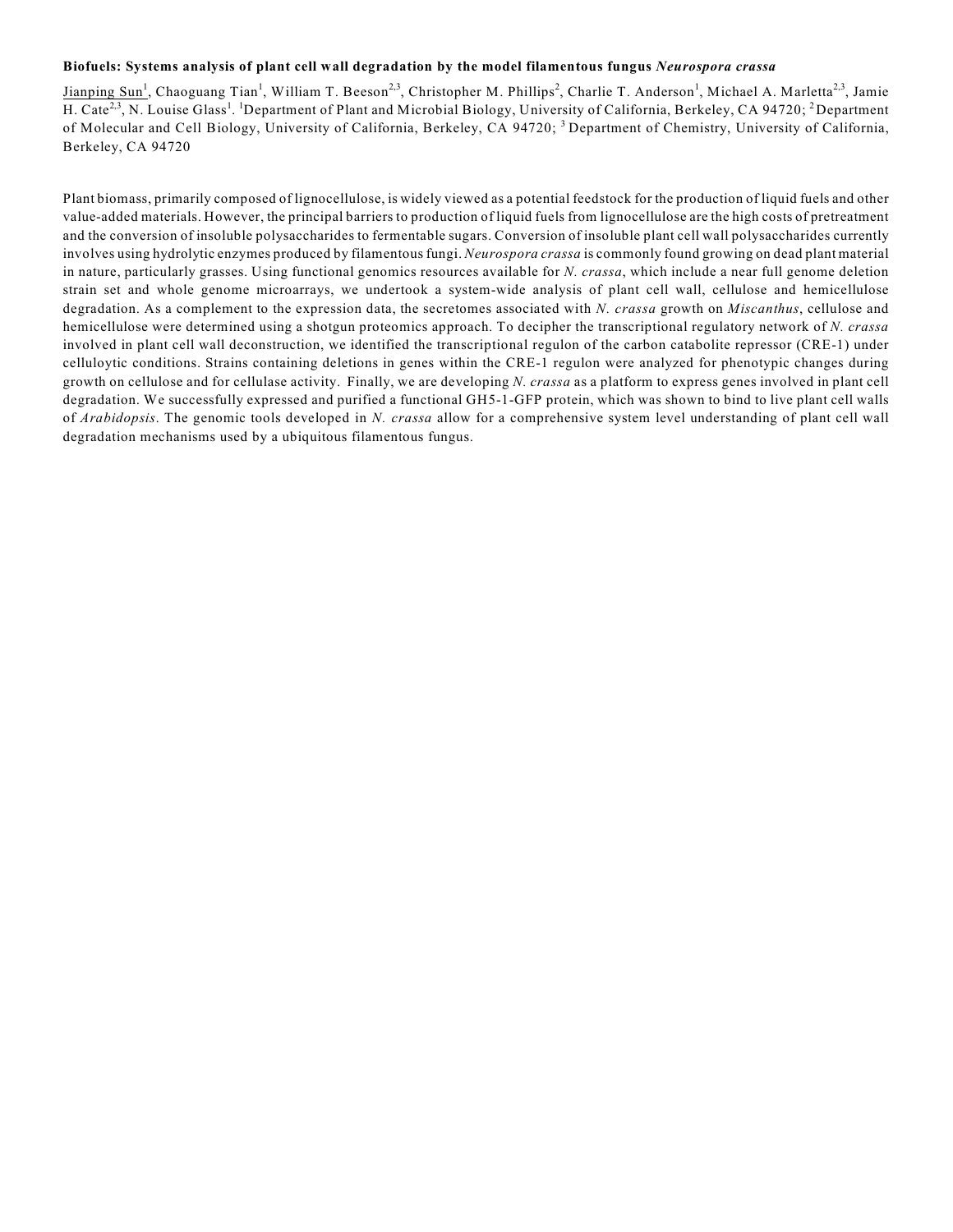**Biofuels: Systems analysis of plant cell wall degradation by the model filamentous fungus *Neurospora crassa***

Jianping Sun[1], Chaoguang Tian[1], William T. Beeson[2,3], Christopher M. Phillips[2], Charlie T. Anderson[1], Michael A. Marletta[2,3], Jamie H. Cate[2,3], N. Louise Glass[1]. [1]Department of Plant and Microbial Biology, University of California, Berkeley, CA 94720; [2]Department of Molecular and Cell Biology, University of California, Berkeley, CA 94720; [3]Department of Chemistry, University of California, Berkeley, CA 94720

Plant biomass, primarily composed of lignocellulose, is widely viewed as a potential feedstock for the production of liquid fuels and other value-added materials. However, the principal barriers to production of liquid fuels from lignocellulose are the high costs of pretreatment and the conversion of insoluble polysaccharides to fermentable sugars. Conversion of insoluble plant cell wall polysaccharides currently involves using hydrolytic enzymes produced by filamentous fungi. *Neurospora crassa* is commonly found growing on dead plant material in nature, particularly grasses. Using functional genomics resources available for *N. crassa*, which include a near full genome deletion strain set and whole genome microarrays, we undertook a system-wide analysis of plant cell wall, cellulose and hemicellulose degradation. As a complement to the expression data, the secretomes associated with *N. crassa* growth on *Miscanthus*, cellulose and hemicellulose were determined using a shotgun proteomics approach. To decipher the transcriptional regulatory network of *N. crassa* involved in plant cell wall deconstruction, we identified the transcriptional regulon of the carbon catabolite repressor (CRE-1) under celluloytic conditions. Strains containing deletions in genes within the CRE-1 regulon were analyzed for phenotypic changes during growth on cellulose and for cellulase activity. Finally, we are developing *N. crassa* as a platform to express genes involved in plant cell degradation. We successfully expressed and purified a functional GH5-1-GFP protein, which was shown to bind to live plant cell walls of *Arabidopsis*. The genomic tools developed in *N. crassa* allow for a comprehensive system level understanding of plant cell wall degradation mechanisms used by a ubiquitous filamentous fungus.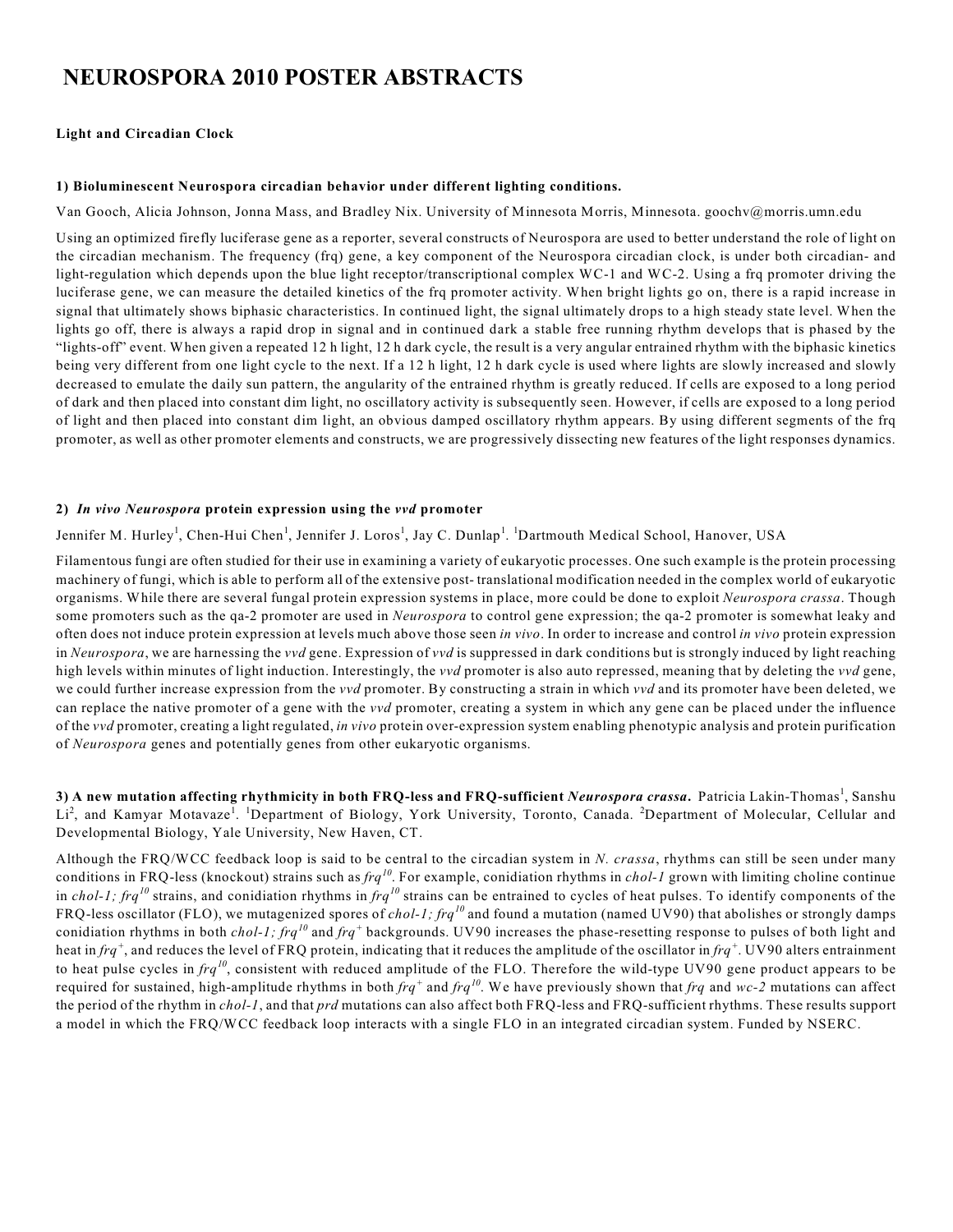# NEUROSPORA 2010 POSTER ABSTRACTS

**Light and Circadian Clock**

**1) Bioluminescent Neurospora circadian behavior under different lighting conditions.**

Van Gooch, Alicia Johnson, Jonna Mass, and Bradley Nix. University of Minnesota Morris, Minnesota. goochv@morris.umn.edu

Using an optimized firefly luciferase gene as a reporter, several constructs of Neurospora are used to better understand the role of light on the circadian mechanism. The frequency (frq) gene, a key component of the Neurospora circadian clock, is under both circadian- and light-regulation which depends upon the blue light receptor/transcriptional complex WC-1 and WC-2. Using a frq promoter driving the luciferase gene, we can measure the detailed kinetics of the frq promoter activity. When bright lights go on, there is a rapid increase in signal that ultimately shows biphasic characteristics. In continued light, the signal ultimately drops to a high steady state level. When the lights go off, there is always a rapid drop in signal and in continued dark a stable free running rhythm develops that is phased by the "lights-off" event. When given a repeated 12 h light, 12 h dark cycle, the result is a very angular entrained rhythm with the biphasic kinetics being very different from one light cycle to the next. If a 12 h light, 12 h dark cycle is used where lights are slowly increased and slowly decreased to emulate the daily sun pattern, the angularity of the entrained rhythm is greatly reduced. If cells are exposed to a long period of dark and then placed into constant dim light, no oscillatory activity is subsequently seen. However, if cells are exposed to a long period of light and then placed into constant dim light, an obvious damped oscillatory rhythm appears. By using different segments of the frq promoter, as well as other promoter elements and constructs, we are progressively dissecting new features of the light responses dynamics.

**2) *In vivo Neurospora* protein expression using the *vvd* promoter**

Jennifer M. Hurley[1], Chen-Hui Chen[1], Jennifer J. Loros[1], Jay C. Dunlap[1]. [1]Dartmouth Medical School, Hanover, USA

Filamentous fungi are often studied for their use in examining a variety of eukaryotic processes. One such example is the protein processing machinery of fungi, which is able to perform all of the extensive post- translational modification needed in the complex world of eukaryotic organisms. While there are several fungal protein expression systems in place, more could be done to exploit *Neurospora crassa*. Though some promoters such as the qa-2 promoter are used in *Neurospora* to control gene expression; the qa-2 promoter is somewhat leaky and often does not induce protein expression at levels much above those seen *in vivo*. In order to increase and control *in vivo* protein expression in *Neurospora*, we are harnessing the *vvd* gene. Expression of *vvd* is suppressed in dark conditions but is strongly induced by light reaching high levels within minutes of light induction. Interestingly, the *vvd* promoter is also auto repressed, meaning that by deleting the *vvd* gene, we could further increase expression from the *vvd* promoter. By constructing a strain in which *vvd* and its promoter have been deleted, we can replace the native promoter of a gene with the *vvd* promoter, creating a system in which any gene can be placed under the influence of the *vvd* promoter, creating a light regulated, *in vivo* protein over-expression system enabling phenotypic analysis and protein purification of *Neurospora* genes and potentially genes from other eukaryotic organisms.

**3) A new mutation affecting rhythmicity in both FRQ-less and FRQ-sufficient *Neurospora crassa*.** Patricia Lakin-Thomas[1], Sanshu Li[2], and Kamyar Motavaze[1]. [1]Department of Biology, York University, Toronto, Canada. [2]Department of Molecular, Cellular and Developmental Biology, Yale University, New Haven, CT.

Although the FRQ/WCC feedback loop is said to be central to the circadian system in *N. crassa*, rhythms can still be seen under many conditions in FRQ-less (knockout) strains such as *frq$^{10}$*. For example, conidiation rhythms in *chol-1* grown with limiting choline continue in *chol-1; frq$^{10}$* strains, and conidiation rhythms in *frq$^{10}$* strains can be entrained to cycles of heat pulses. To identify components of the FRQ-less oscillator (FLO), we mutagenized spores of *chol-1; frq$^{10}$* and found a mutation (named UV90) that abolishes or strongly damps conidiation rhythms in both *chol-1; frq$^{10}$* and *frq$^{+}$* backgrounds. UV90 increases the phase-resetting response to pulses of both light and heat in *frq$^{+}$*, and reduces the level of FRQ protein, indicating that it reduces the amplitude of the oscillator in *frq$^{+}$*. UV90 alters entrainment to heat pulse cycles in *frq$^{10}$*, consistent with reduced amplitude of the FLO. Therefore the wild-type UV90 gene product appears to be required for sustained, high-amplitude rhythms in both *frq$^{+}$* and *frq$^{10}$*. We have previously shown that *frq* and *wc-2* mutations can affect the period of the rhythm in *chol-1*, and that *prd* mutations can also affect both FRQ-less and FRQ-sufficient rhythms. These results support a model in which the FRQ/WCC feedback loop interacts with a single FLO in an integrated circadian system. Funded by NSERC.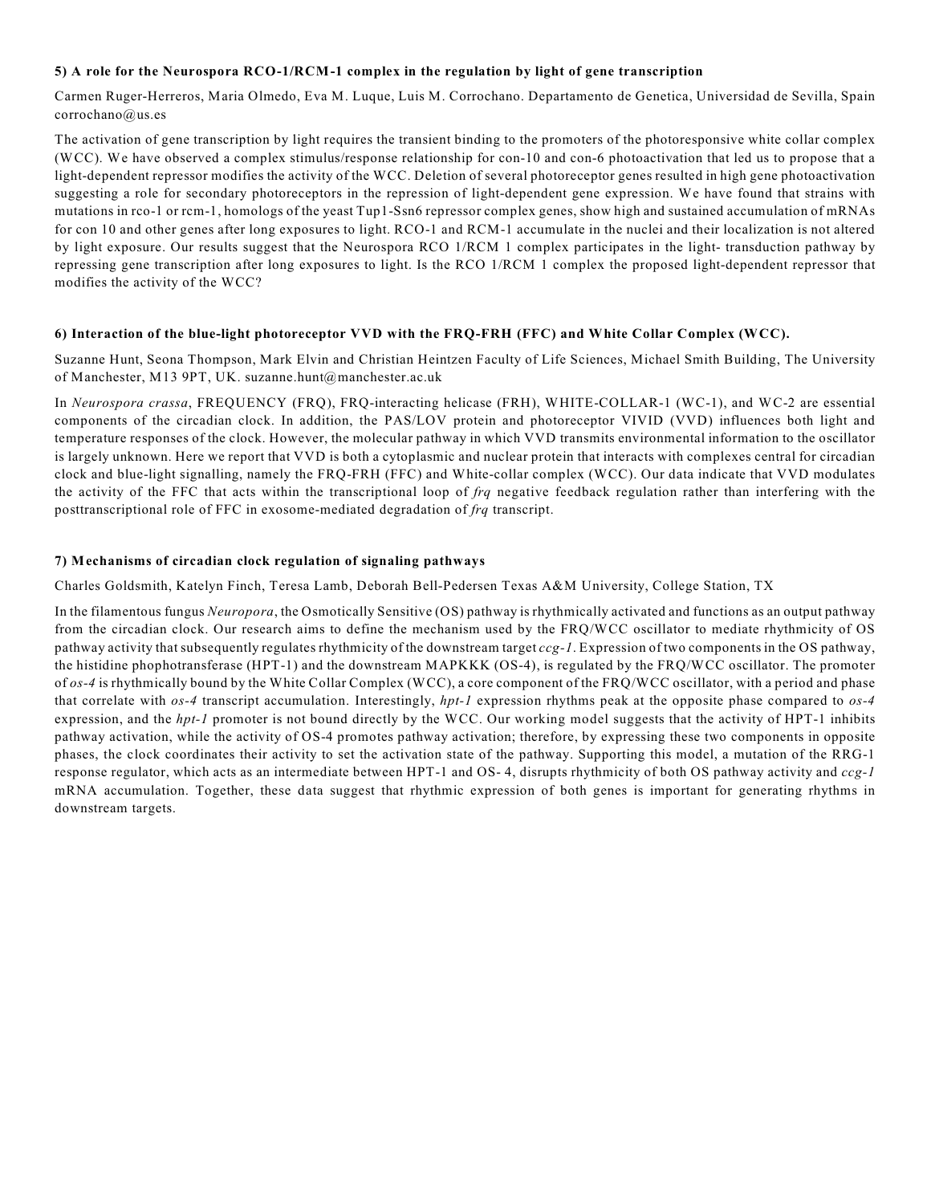### 5) A role for the Neurospora RCO-1/RCM-1 complex in the regulation by light of gene transcription

Carmen Ruger-Herreros, Maria Olmedo, Eva M. Luque, Luis M. Corrochano. Departamento de Genetica, Universidad de Sevilla, Spain corrochano@us.es

The activation of gene transcription by light requires the transient binding to the promoters of the photoresponsive white collar complex (WCC). We have observed a complex stimulus/response relationship for con-10 and con-6 photoactivation that led us to propose that a light-dependent repressor modifies the activity of the WCC. Deletion of several photoreceptor genes resulted in high gene photoactivation suggesting a role for secondary photoreceptors in the repression of light-dependent gene expression. We have found that strains with mutations in rco-1 or rcm-1, homologs of the yeast Tup1-Ssn6 repressor complex genes, show high and sustained accumulation of mRNAs for con 10 and other genes after long exposures to light. RCO-1 and RCM-1 accumulate in the nuclei and their localization is not altered by light exposure. Our results suggest that the Neurospora RCO 1/RCM 1 complex participates in the light- transduction pathway by repressing gene transcription after long exposures to light. Is the RCO 1/RCM 1 complex the proposed light-dependent repressor that modifies the activity of the WCC?

### 6) Interaction of the blue-light photoreceptor VVD with the FRQ-FRH (FFC) and White Collar Complex (WCC).

Suzanne Hunt, Seona Thompson, Mark Elvin and Christian Heintzen Faculty of Life Sciences, Michael Smith Building, The University of Manchester, M13 9PT, UK. suzanne.hunt@manchester.ac.uk

In *Neurospora crassa*, FREQUENCY (FRQ), FRQ-interacting helicase (FRH), WHITE-COLLAR-1 (WC-1), and WC-2 are essential components of the circadian clock. In addition, the PAS/LOV protein and photoreceptor VIVID (VVD) influences both light and temperature responses of the clock. However, the molecular pathway in which VVD transmits environmental information to the oscillator is largely unknown. Here we report that VVD is both a cytoplasmic and nuclear protein that interacts with complexes central for circadian clock and blue-light signalling, namely the FRQ-FRH (FFC) and White-collar complex (WCC). Our data indicate that VVD modulates the activity of the FFC that acts within the transcriptional loop of *frq* negative feedback regulation rather than interfering with the posttranscriptional role of FFC in exosome-mediated degradation of *frq* transcript.

### 7) Mechanisms of circadian clock regulation of signaling pathways

Charles Goldsmith, Katelyn Finch, Teresa Lamb, Deborah Bell-Pedersen Texas A&M University, College Station, TX

In the filamentous fungus *Neuropora*, the Osmotically Sensitive (OS) pathway is rhythmically activated and functions as an output pathway from the circadian clock. Our research aims to define the mechanism used by the FRQ/WCC oscillator to mediate rhythmicity of OS pathway activity that subsequently regulates rhythmicity of the downstream target *ccg-1*. Expression of two components in the OS pathway, the histidine phophotransferase (HPT-1) and the downstream MAPKKK (OS-4), is regulated by the FRQ/WCC oscillator. The promoter of *os-4* is rhythmically bound by the White Collar Complex (WCC), a core component of the FRQ/WCC oscillator, with a period and phase that correlate with *os-4* transcript accumulation. Interestingly, *hpt-1* expression rhythms peak at the opposite phase compared to *os-4* expression, and the *hpt-1* promoter is not bound directly by the WCC. Our working model suggests that the activity of HPT-1 inhibits pathway activation, while the activity of OS-4 promotes pathway activation; therefore, by expressing these two components in opposite phases, the clock coordinates their activity to set the activation state of the pathway. Supporting this model, a mutation of the RRG-1 response regulator, which acts as an intermediate between HPT-1 and OS- 4, disrupts rhythmicity of both OS pathway activity and *ccg-1* mRNA accumulation. Together, these data suggest that rhythmic expression of both genes is important for generating rhythms in downstream targets.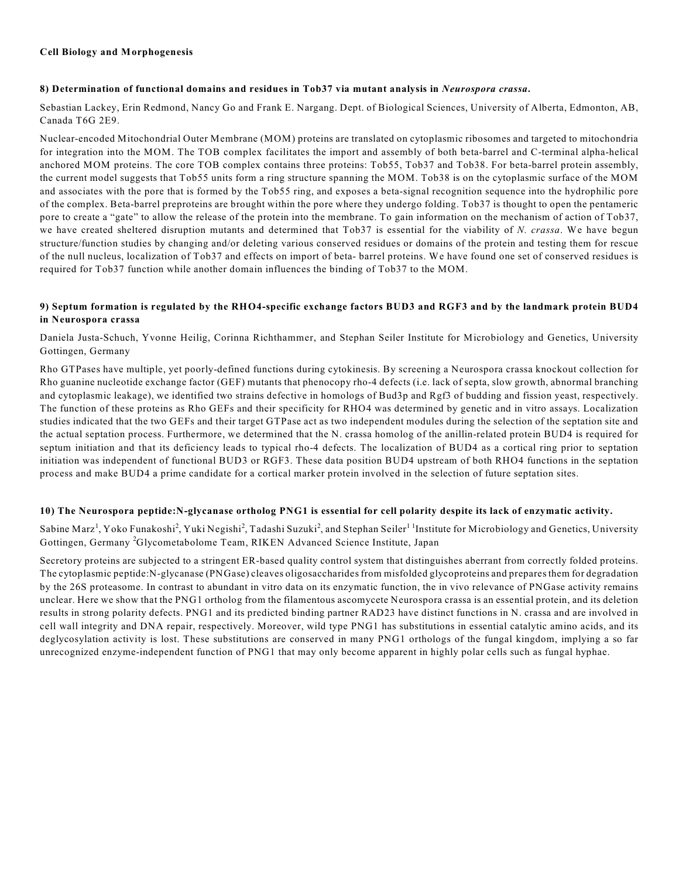**Cell Biology and Morphogenesis**

**8) Determination of functional domains and residues in Tob37 via mutant analysis in *Neurospora crassa*.**

Sebastian Lackey, Erin Redmond, Nancy Go and Frank E. Nargang. Dept. of Biological Sciences, University of Alberta, Edmonton, AB, Canada T6G 2E9.

Nuclear-encoded Mitochondrial Outer Membrane (MOM) proteins are translated on cytoplasmic ribosomes and targeted to mitochondria for integration into the MOM. The TOB complex facilitates the import and assembly of both beta-barrel and C-terminal alpha-helical anchored MOM proteins. The core TOB complex contains three proteins: Tob55, Tob37 and Tob38. For beta-barrel protein assembly, the current model suggests that Tob55 units form a ring structure spanning the MOM. Tob38 is on the cytoplasmic surface of the MOM and associates with the pore that is formed by the Tob55 ring, and exposes a beta-signal recognition sequence into the hydrophilic pore of the complex. Beta-barrel preproteins are brought within the pore where they undergo folding. Tob37 is thought to open the pentameric pore to create a "gate" to allow the release of the protein into the membrane. To gain information on the mechanism of action of Tob37, we have created sheltered disruption mutants and determined that Tob37 is essential for the viability of *N. crassa*. We have begun structure/function studies by changing and/or deleting various conserved residues or domains of the protein and testing them for rescue of the null nucleus, localization of Tob37 and effects on import of beta- barrel proteins. We have found one set of conserved residues is required for Tob37 function while another domain influences the binding of Tob37 to the MOM.

**9) Septum formation is regulated by the RHO4-specific exchange factors BUD3 and RGF3 and by the landmark protein BUD4 in Neurospora crassa**

Daniela Justa-Schuch, Yvonne Heilig, Corinna Richthammer, and Stephan Seiler Institute for Microbiology and Genetics, University Gottingen, Germany

Rho GTPases have multiple, yet poorly-defined functions during cytokinesis. By screening a Neurospora crassa knockout collection for Rho guanine nucleotide exchange factor (GEF) mutants that phenocopy rho-4 defects (i.e. lack of septa, slow growth, abnormal branching and cytoplasmic leakage), we identified two strains defective in homologs of Bud3p and Rgf3 of budding and fission yeast, respectively. The function of these proteins as Rho GEFs and their specificity for RHO4 was determined by genetic and in vitro assays. Localization studies indicated that the two GEFs and their target GTPase act as two independent modules during the selection of the septation site and the actual septation process. Furthermore, we determined that the N. crassa homolog of the anillin-related protein BUD4 is required for septum initiation and that its deficiency leads to typical rho-4 defects. The localization of BUD4 as a cortical ring prior to septation initiation was independent of functional BUD3 or RGF3. These data position BUD4 upstream of both RHO4 functions in the septation process and make BUD4 a prime candidate for a cortical marker protein involved in the selection of future septation sites.

**10) The Neurospora peptide:N-glycanase ortholog PNG1 is essential for cell polarity despite its lack of enzymatic activity.**

Sabine Marz[1], Yoko Funakoshi[2], Yuki Negishi[2], Tadashi Suzuki[2], and Stephan Seiler[1] [1]Institute for Microbiology and Genetics, University Gottingen, Germany [2]Glycometabolome Team, RIKEN Advanced Science Institute, Japan

Secretory proteins are subjected to a stringent ER-based quality control system that distinguishes aberrant from correctly folded proteins. The cytoplasmic peptide:N-glycanase (PNGase) cleaves oligosaccharides from misfolded glycoproteins and prepares them for degradation by the 26S proteasome. In contrast to abundant in vitro data on its enzymatic function, the in vivo relevance of PNGase activity remains unclear. Here we show that the PNG1 ortholog from the filamentous ascomycete Neurospora crassa is an essential protein, and its deletion results in strong polarity defects. PNG1 and its predicted binding partner RAD23 have distinct functions in N. crassa and are involved in cell wall integrity and DNA repair, respectively. Moreover, wild type PNG1 has substitutions in essential catalytic amino acids, and its deglycosylation activity is lost. These substitutions are conserved in many PNG1 orthologs of the fungal kingdom, implying a so far unrecognized enzyme-independent function of PNG1 that may only become apparent in highly polar cells such as fungal hyphae.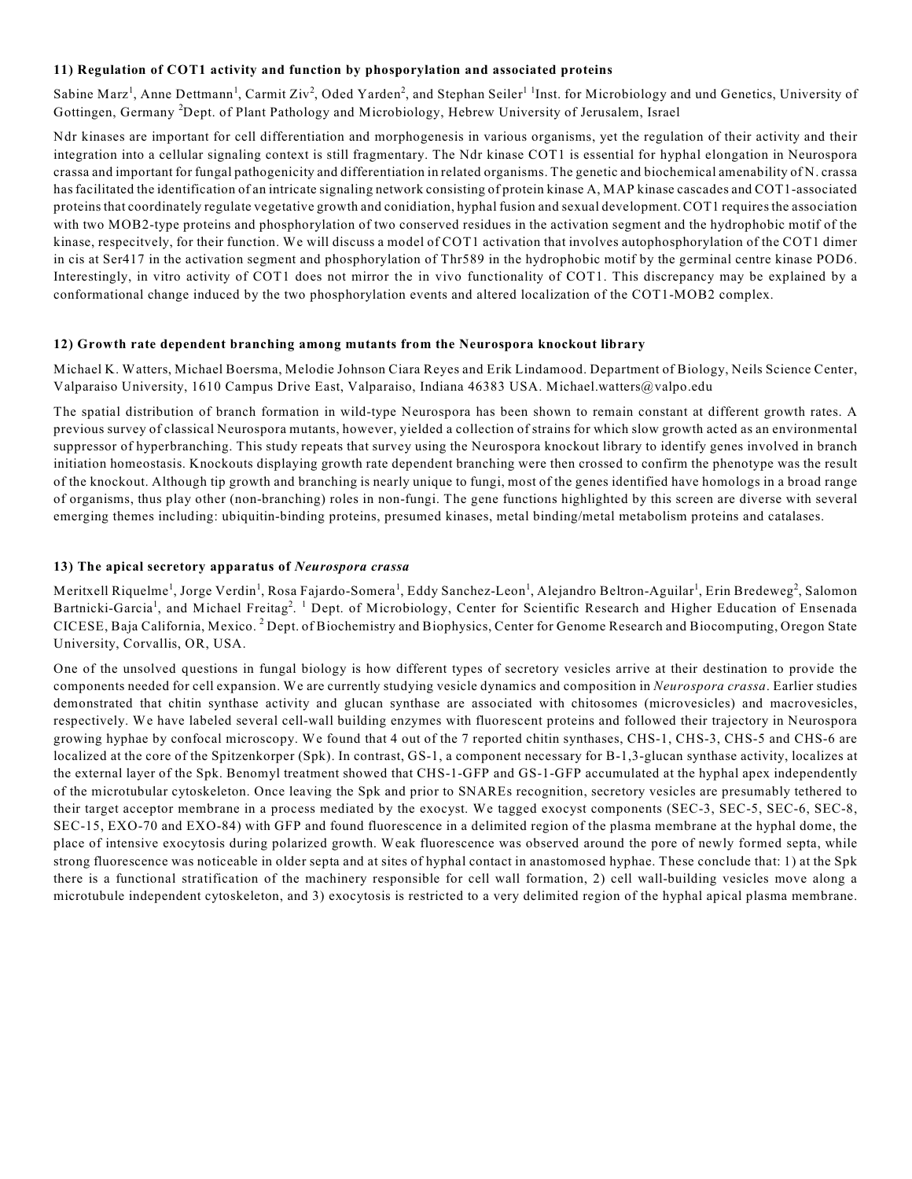### 11) Regulation of COT1 activity and function by phosporylation and associated proteins

Sabine Marz[1], Anne Dettmann[1], Carmit Ziv[2], Oded Yarden[2], and Stephan Seiler[1] [1]Inst. for Microbiology and und Genetics, University of Gottingen, Germany [2]Dept. of Plant Pathology and Microbiology, Hebrew University of Jerusalem, Israel

Ndr kinases are important for cell differentiation and morphogenesis in various organisms, yet the regulation of their activity and their integration into a cellular signaling context is still fragmentary. The Ndr kinase COT1 is essential for hyphal elongation in Neurospora crassa and important for fungal pathogenicity and differentiation in related organisms. The genetic and biochemical amenability of N. crassa has facilitated the identification of an intricate signaling network consisting of protein kinase A, MAP kinase cascades and COT1-associated proteins that coordinately regulate vegetative growth and conidiation, hyphal fusion and sexual development. COT1 requires the association with two MOB2-type proteins and phosphorylation of two conserved residues in the activation segment and the hydrophobic motif of the kinase, respecitvely, for their function. We will discuss a model of COT1 activation that involves autophosphorylation of the COT1 dimer in cis at Ser417 in the activation segment and phosphorylation of Thr589 in the hydrophobic motif by the germinal centre kinase POD6. Interestingly, in vitro activity of COT1 does not mirror the in vivo functionality of COT1. This discrepancy may be explained by a conformational change induced by the two phosphorylation events and altered localization of the COT1-MOB2 complex.

### 12) Growth rate dependent branching among mutants from the Neurospora knockout library

Michael K. Watters, Michael Boersma, Melodie Johnson Ciara Reyes and Erik Lindamood. Department of Biology, Neils Science Center, Valparaiso University, 1610 Campus Drive East, Valparaiso, Indiana 46383 USA. Michael.watters@valpo.edu

The spatial distribution of branch formation in wild-type Neurospora has been shown to remain constant at different growth rates. A previous survey of classical Neurospora mutants, however, yielded a collection of strains for which slow growth acted as an environmental suppressor of hyperbranching. This study repeats that survey using the Neurospora knockout library to identify genes involved in branch initiation homeostasis. Knockouts displaying growth rate dependent branching were then crossed to confirm the phenotype was the result of the knockout. Although tip growth and branching is nearly unique to fungi, most of the genes identified have homologs in a broad range of organisms, thus play other (non-branching) roles in non-fungi. The gene functions highlighted by this screen are diverse with several emerging themes including: ubiquitin-binding proteins, presumed kinases, metal binding/metal metabolism proteins and catalases.

### 13) The apical secretory apparatus of *Neurospora crassa*

Meritxell Riquelme[1], Jorge Verdin[1], Rosa Fajardo-Somera[1], Eddy Sanchez-Leon[1], Alejandro Beltron-Aguilar[1], Erin Bredeweg[2], Salomon Bartnicki-Garcia[1], and Michael Freitag[2]. [1] Dept. of Microbiology, Center for Scientific Research and Higher Education of Ensenada CICESE, Baja California, Mexico. [2] Dept. of Biochemistry and Biophysics, Center for Genome Research and Biocomputing, Oregon State University, Corvallis, OR, USA.

One of the unsolved questions in fungal biology is how different types of secretory vesicles arrive at their destination to provide the components needed for cell expansion. We are currently studying vesicle dynamics and composition in *Neurospora crassa*. Earlier studies demonstrated that chitin synthase activity and glucan synthase are associated with chitosomes (microvesicles) and macrovesicles, respectively. We have labeled several cell-wall building enzymes with fluorescent proteins and followed their trajectory in Neurospora growing hyphae by confocal microscopy. We found that 4 out of the 7 reported chitin synthases, CHS-1, CHS-3, CHS-5 and CHS-6 are localized at the core of the Spitzenkorper (Spk). In contrast, GS-1, a component necessary for B-1,3-glucan synthase activity, localizes at the external layer of the Spk. Benomyl treatment showed that CHS-1-GFP and GS-1-GFP accumulated at the hyphal apex independently of the microtubular cytoskeleton. Once leaving the Spk and prior to SNAREs recognition, secretory vesicles are presumably tethered to their target acceptor membrane in a process mediated by the exocyst. We tagged exocyst components (SEC-3, SEC-5, SEC-6, SEC-8, SEC-15, EXO-70 and EXO-84) with GFP and found fluorescence in a delimited region of the plasma membrane at the hyphal dome, the place of intensive exocytosis during polarized growth. Weak fluorescence was observed around the pore of newly formed septa, while strong fluorescence was noticeable in older septa and at sites of hyphal contact in anastomosed hyphae. These conclude that: 1) at the Spk there is a functional stratification of the machinery responsible for cell wall formation, 2) cell wall-building vesicles move along a microtubule independent cytoskeleton, and 3) exocytosis is restricted to a very delimited region of the hyphal apical plasma membrane.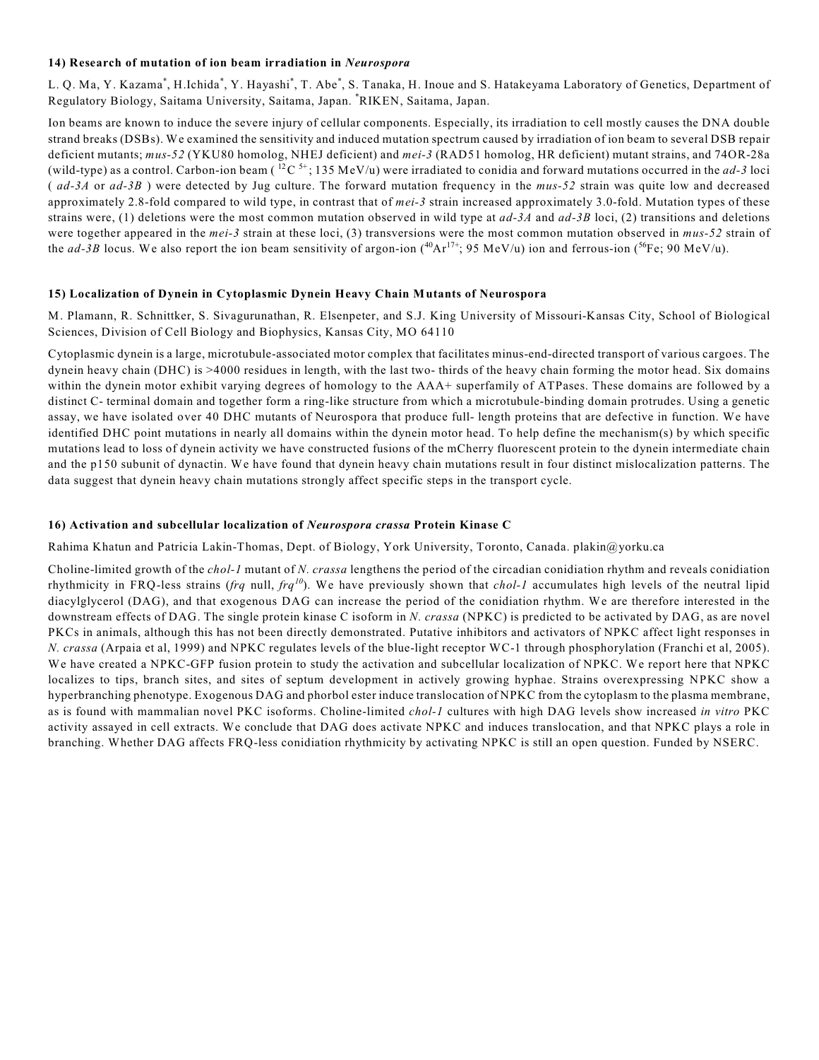#### 14) Research of mutation of ion beam irradiation in *Neurospora*

L. Q. Ma, Y. Kazama[*], H.Ichida[*], Y. Hayashi[*], T. Abe[*], S. Tanaka, H. Inoue and S. Hatakeyama Laboratory of Genetics, Department of Regulatory Biology, Saitama University, Saitama, Japan. [*]RIKEN, Saitama, Japan.

Ion beams are known to induce the severe injury of cellular components. Especially, its irradiation to cell mostly causes the DNA double strand breaks (DSBs). We examined the sensitivity and induced mutation spectrum caused by irradiation of ion beam to several DSB repair deficient mutants; *mus-52* (YKU80 homolog, NHEJ deficient) and *mei-3* (RAD51 homolog, HR deficient) mutant strains, and 74OR-28a (wild-type) as a control. Carbon-ion beam ( $^{12}C^{5+}$; 135 MeV/u) were irradiated to conidia and forward mutations occurred in the *ad-3* loci ( *ad-3A* or *ad-3B* ) were detected by Jug culture. The forward mutation frequency in the *mus-52* strain was quite low and decreased approximately 2.8-fold compared to wild type, in contrast that of *mei-3* strain increased approximately 3.0-fold. Mutation types of these strains were, (1) deletions were the most common mutation observed in wild type at *ad-3A* and *ad-3B* loci, (2) transitions and deletions were together appeared in the *mei-3* strain at these loci, (3) transversions were the most common mutation observed in *mus-52* strain of the *ad-3B* locus. We also report the ion beam sensitivity of argon-ion ($^{40}Ar^{17+}$; 95 MeV/u) ion and ferrous-ion ($^{56}Fe$; 90 MeV/u).

#### 15) Localization of Dynein in Cytoplasmic Dynein Heavy Chain Mutants of Neurospora

M. Plamann, R. Schnittker, S. Sivagurunathan, R. Elsenpeter, and S.J. King University of Missouri-Kansas City, School of Biological Sciences, Division of Cell Biology and Biophysics, Kansas City, MO 64110

Cytoplasmic dynein is a large, microtubule-associated motor complex that facilitates minus-end-directed transport of various cargoes. The dynein heavy chain (DHC) is >4000 residues in length, with the last two- thirds of the heavy chain forming the motor head. Six domains within the dynein motor exhibit varying degrees of homology to the AAA+ superfamily of ATPases. These domains are followed by a distinct C- terminal domain and together form a ring-like structure from which a microtubule-binding domain protrudes. Using a genetic assay, we have isolated over 40 DHC mutants of Neurospora that produce full- length proteins that are defective in function. We have identified DHC point mutations in nearly all domains within the dynein motor head. To help define the mechanism(s) by which specific mutations lead to loss of dynein activity we have constructed fusions of the mCherry fluorescent protein to the dynein intermediate chain and the p150 subunit of dynactin. We have found that dynein heavy chain mutations result in four distinct mislocalization patterns. The data suggest that dynein heavy chain mutations strongly affect specific steps in the transport cycle.

#### 16) Activation and subcellular localization of *Neurospora crassa* Protein Kinase C

Rahima Khatun and Patricia Lakin-Thomas, Dept. of Biology, York University, Toronto, Canada. plakin@yorku.ca

Choline-limited growth of the *chol-1* mutant of *N. crassa* lengthens the period of the circadian conidiation rhythm and reveals conidiation rhythmicity in FRQ-less strains (*frq* null, $frq^{10}$). We have previously shown that *chol-1* accumulates high levels of the neutral lipid diacylglycerol (DAG), and that exogenous DAG can increase the period of the conidiation rhythm. We are therefore interested in the downstream effects of DAG. The single protein kinase C isoform in *N. crassa* (NPKC) is predicted to be activated by DAG, as are novel PKCs in animals, although this has not been directly demonstrated. Putative inhibitors and activators of NPKC affect light responses in *N. crassa* (Arpaia et al, 1999) and NPKC regulates levels of the blue-light receptor WC-1 through phosphorylation (Franchi et al, 2005). We have created a NPKC-GFP fusion protein to study the activation and subcellular localization of NPKC. We report here that NPKC localizes to tips, branch sites, and sites of septum development in actively growing hyphae. Strains overexpressing NPKC show a hyperbranching phenotype. Exogenous DAG and phorbol ester induce translocation of NPKC from the cytoplasm to the plasma membrane, as is found with mammalian novel PKC isoforms. Choline-limited *chol-1* cultures with high DAG levels show increased *in vitro* PKC activity assayed in cell extracts. We conclude that DAG does activate NPKC and induces translocation, and that NPKC plays a role in branching. Whether DAG affects FRQ-less conidiation rhythmicity by activating NPKC is still an open question. Funded by NSERC.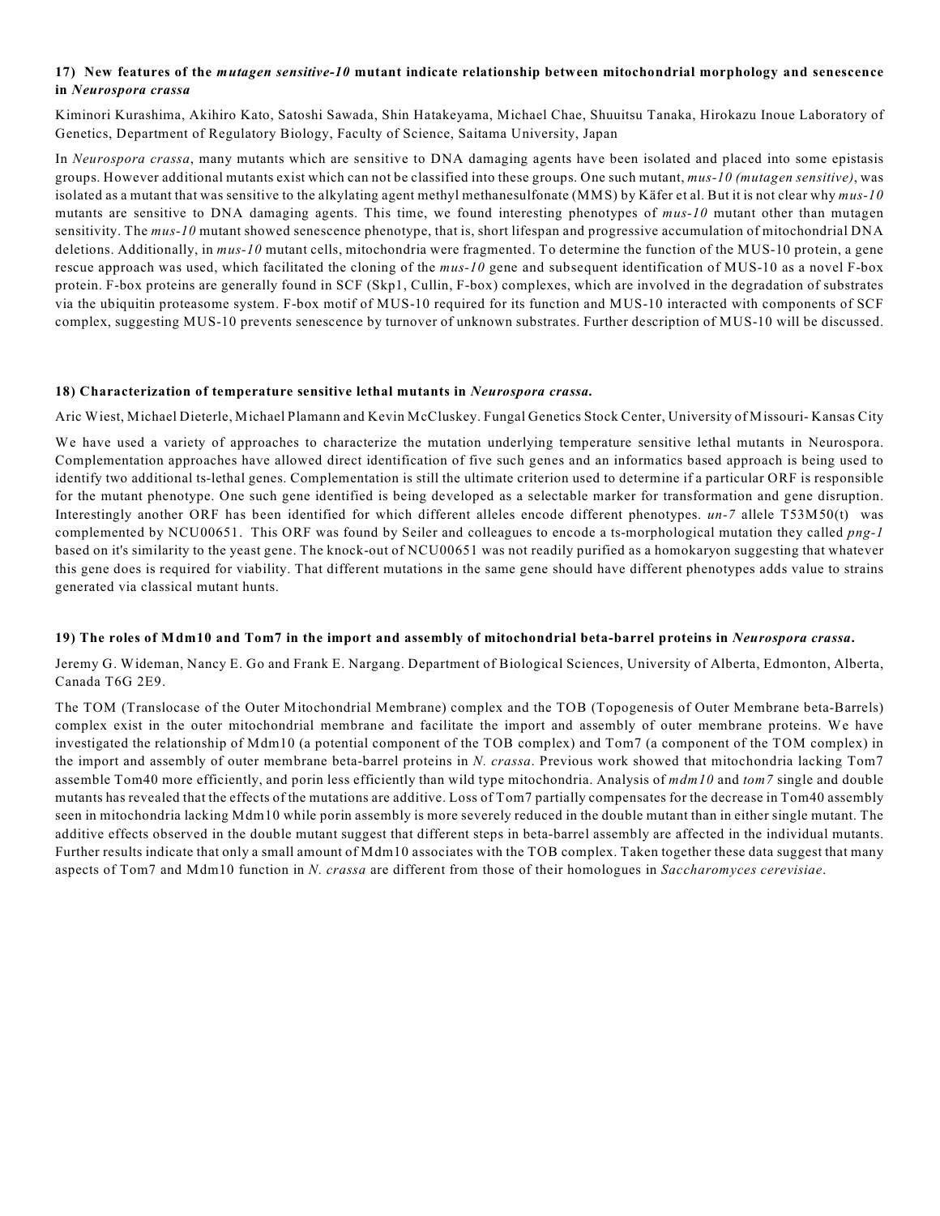### 17) New features of the *mutagen sensitive-10* mutant indicate relationship between mitochondrial morphology and senescence in *Neurospora crassa*

Kiminori Kurashima, Akihiro Kato, Satoshi Sawada, Shin Hatakeyama, Michael Chae, Shuuitsu Tanaka, Hirokazu Inoue Laboratory of Genetics, Department of Regulatory Biology, Faculty of Science, Saitama University, Japan

In *Neurospora crassa*, many mutants which are sensitive to DNA damaging agents have been isolated and placed into some epistasis groups. However additional mutants exist which can not be classified into these groups. One such mutant, *mus-10 (mutagen sensitive)*, was isolated as a mutant that was sensitive to the alkylating agent methyl methanesulfonate (MMS) by Käfer et al. But it is not clear why *mus-10* mutants are sensitive to DNA damaging agents. This time, we found interesting phenotypes of *mus-10* mutant other than mutagen sensitivity. The *mus-10* mutant showed senescence phenotype, that is, short lifespan and progressive accumulation of mitochondrial DNA deletions. Additionally, in *mus-10* mutant cells, mitochondria were fragmented. To determine the function of the MUS-10 protein, a gene rescue approach was used, which facilitated the cloning of the *mus-10* gene and subsequent identification of MUS-10 as a novel F-box protein. F-box proteins are generally found in SCF (Skp1, Cullin, F-box) complexes, which are involved in the degradation of substrates via the ubiquitin proteasome system. F-box motif of MUS-10 required for its function and MUS-10 interacted with components of SCF complex, suggesting MUS-10 prevents senescence by turnover of unknown substrates. Further description of MUS-10 will be discussed.

### 18) Characterization of temperature sensitive lethal mutants in *Neurospora crassa*.

Aric Wiest, Michael Dieterle, Michael Plamann and Kevin McCluskey. Fungal Genetics Stock Center, University of Missouri- Kansas City

We have used a variety of approaches to characterize the mutation underlying temperature sensitive lethal mutants in Neurospora. Complementation approaches have allowed direct identification of five such genes and an informatics based approach is being used to identify two additional ts-lethal genes. Complementation is still the ultimate criterion used to determine if a particular ORF is responsible for the mutant phenotype. One such gene identified is being developed as a selectable marker for transformation and gene disruption. Interestingly another ORF has been identified for which different alleles encode different phenotypes. *un-7* allele T53M50(t) was complemented by NCU00651. This ORF was found by Seiler and colleagues to encode a ts-morphological mutation they called *png-1* based on it's similarity to the yeast gene. The knock-out of NCU00651 was not readily purified as a homokaryon suggesting that whatever this gene does is required for viability. That different mutations in the same gene should have different phenotypes adds value to strains generated via classical mutant hunts.

### 19) The roles of Mdm10 and Tom7 in the import and assembly of mitochondrial beta-barrel proteins in *Neurospora crassa*.

Jeremy G. Wideman, Nancy E. Go and Frank E. Nargang. Department of Biological Sciences, University of Alberta, Edmonton, Alberta, Canada T6G 2E9.

The TOM (Translocase of the Outer Mitochondrial Membrane) complex and the TOB (Topogenesis of Outer Membrane beta-Barrels) complex exist in the outer mitochondrial membrane and facilitate the import and assembly of outer membrane proteins. We have investigated the relationship of Mdm10 (a potential component of the TOB complex) and Tom7 (a component of the TOM complex) in the import and assembly of outer membrane beta-barrel proteins in *N. crassa*. Previous work showed that mitochondria lacking Tom7 assemble Tom40 more efficiently, and porin less efficiently than wild type mitochondria. Analysis of *mdm10* and *tom7* single and double mutants has revealed that the effects of the mutations are additive. Loss of Tom7 partially compensates for the decrease in Tom40 assembly seen in mitochondria lacking Mdm10 while porin assembly is more severely reduced in the double mutant than in either single mutant. The additive effects observed in the double mutant suggest that different steps in beta-barrel assembly are affected in the individual mutants. Further results indicate that only a small amount of Mdm10 associates with the TOB complex. Taken together these data suggest that many aspects of Tom7 and Mdm10 function in *N. crassa* are different from those of their homologues in *Saccharomyces cerevisiae*.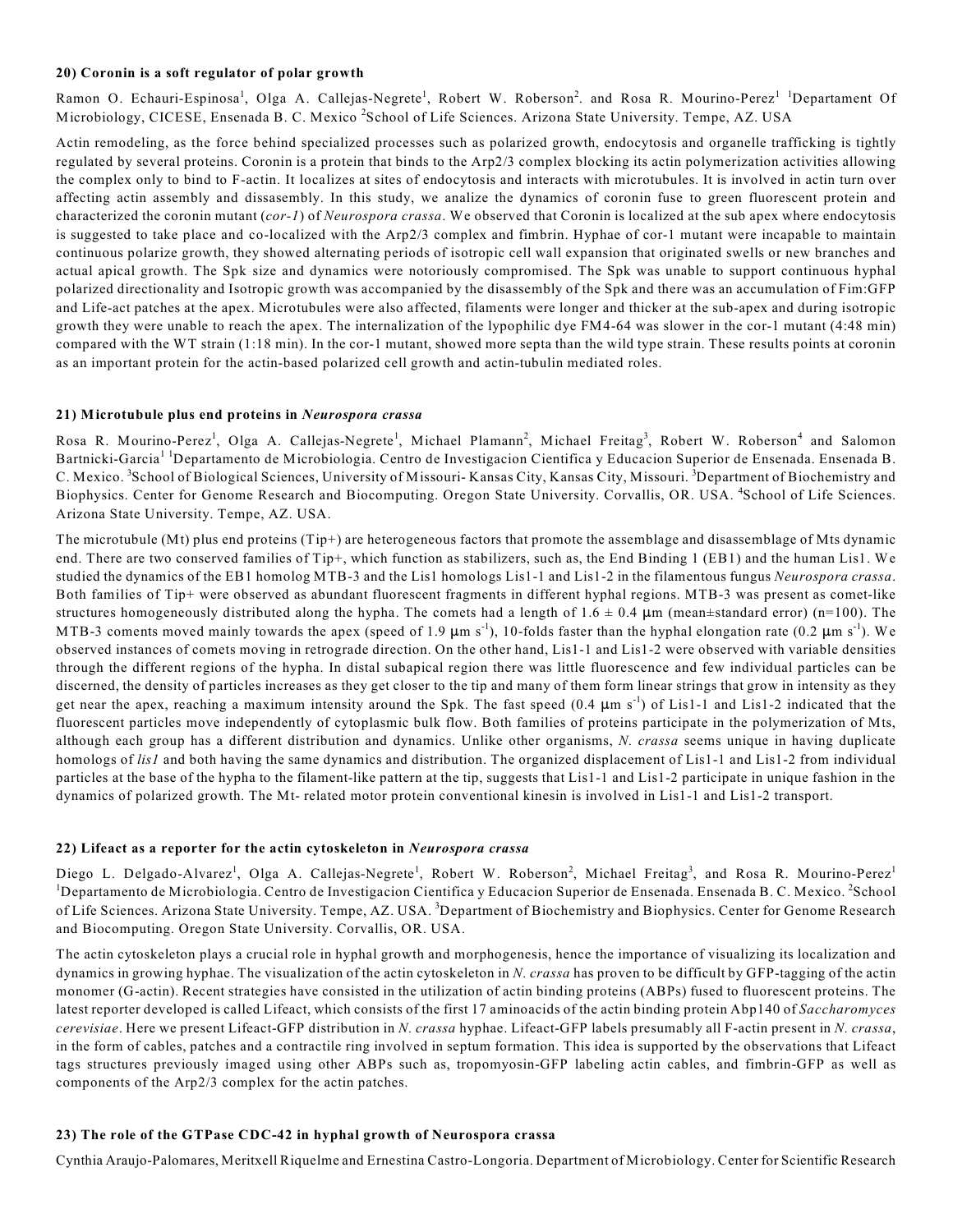### 20) Coronin is a soft regulator of polar growth

Ramon O. Echauri-Espinosa[1], Olga A. Callejas-Negrete[1], Robert W. Roberson[2]. and Rosa R. Mourino-Perez[1] [1]Departament Of Microbiology, CICESE, Ensenada B. C. Mexico [2]School of Life Sciences. Arizona State University. Tempe, AZ. USA

Actin remodeling, as the force behind specialized processes such as polarized growth, endocytosis and organelle trafficking is tightly regulated by several proteins. Coronin is a protein that binds to the Arp2/3 complex blocking its actin polymerization activities allowing the complex only to bind to F-actin. It localizes at sites of endocytosis and interacts with microtubules. It is involved in actin turn over affecting actin assembly and dissasembly. In this study, we analize the dynamics of coronin fuse to green fluorescent protein and characterized the coronin mutant (*cor-1*) of *Neurospora crassa*. We observed that Coronin is localized at the sub apex where endocytosis is suggested to take place and co-localized with the Arp2/3 complex and fimbrin. Hyphae of cor-1 mutant were incapable to maintain continuous polarize growth, they showed alternating periods of isotropic cell wall expansion that originated swells or new branches and actual apical growth. The Spk size and dynamics were notoriously compromised. The Spk was unable to support continuous hyphal polarized directionality and Isotropic growth was accompanied by the disassembly of the Spk and there was an accumulation of Fim:GFP and Life-act patches at the apex. Microtubules were also affected, filaments were longer and thicker at the sub-apex and during isotropic growth they were unable to reach the apex. The internalization of the lypophilic dye FM4-64 was slower in the cor-1 mutant (4:48 min) compared with the WT strain (1:18 min). In the cor-1 mutant, showed more septa than the wild type strain. These results points at coronin as an important protein for the actin-based polarized cell growth and actin-tubulin mediated roles.

### 21) Microtubule plus end proteins in *Neurospora crassa*

Rosa R. Mourino-Perez[1], Olga A. Callejas-Negrete[1], Michael Plamann[2], Michael Freitag[3], Robert W. Roberson[4] and Salomon Bartnicki-Garcia[1] [1]Departamento de Microbiologia. Centro de Investigacion Cientifica y Educacion Superior de Ensenada. Ensenada B. C. Mexico. [3]School of Biological Sciences, University of Missouri- Kansas City, Kansas City, Missouri. [3]Department of Biochemistry and Biophysics. Center for Genome Research and Biocomputing. Oregon State University. Corvallis, OR. USA. [4]School of Life Sciences. Arizona State University. Tempe, AZ. USA.

The microtubule (Mt) plus end proteins (Tip+) are heterogeneous factors that promote the assemblage and disassemblage of Mts dynamic end. There are two conserved families of Tip+, which function as stabilizers, such as, the End Binding 1 (EB1) and the human Lis1. We studied the dynamics of the EB1 homolog MTB-3 and the Lis1 homologs Lis1-1 and Lis1-2 in the filamentous fungus *Neurospora crassa*. Both families of Tip+ were observed as abundant fluorescent fragments in different hyphal regions. MTB-3 was present as comet-like structures homogeneously distributed along the hypha. The comets had a length of 1.6 ± 0.4 μm (mean±standard error) (n=100). The MTB-3 coments moved mainly towards the apex (speed of 1.9 $\mu m\ s^{-1}$), 10-folds faster than the hyphal elongation rate (0.2 $\mu m\ s^{-1}$). We observed instances of comets moving in retrograde direction. On the other hand, Lis1-1 and Lis1-2 were observed with variable densities through the different regions of the hypha. In distal subapical region there was little fluorescence and few individual particles can be discerned, the density of particles increases as they get closer to the tip and many of them form linear strings that grow in intensity as they get near the apex, reaching a maximum intensity around the Spk. The fast speed (0.4 $\mu m\ s^{-1}$) of Lis1-1 and Lis1-2 indicated that the fluorescent particles move independently of cytoplasmic bulk flow. Both families of proteins participate in the polymerization of Mts, although each group has a different distribution and dynamics. Unlike other organisms, *N. crassa* seems unique in having duplicate homologs of *lis1* and both having the same dynamics and distribution. The organized displacement of Lis1-1 and Lis1-2 from individual particles at the base of the hypha to the filament-like pattern at the tip, suggests that Lis1-1 and Lis1-2 participate in unique fashion in the dynamics of polarized growth. The Mt- related motor protein conventional kinesin is involved in Lis1-1 and Lis1-2 transport.

### 22) Lifeact as a reporter for the actin cytoskeleton in *Neurospora crassa*

Diego L. Delgado-Alvarez[1], Olga A. Callejas-Negrete[1], Robert W. Roberson[2], Michael Freitag[3], and Rosa R. Mourino-Perez[1] [1]Departamento de Microbiologia. Centro de Investigacion Cientifica y Educacion Superior de Ensenada. Ensenada B. C. Mexico. [2]School of Life Sciences. Arizona State University. Tempe, AZ. USA. [3]Department of Biochemistry and Biophysics. Center for Genome Research and Biocomputing. Oregon State University. Corvallis, OR. USA.

The actin cytoskeleton plays a crucial role in hyphal growth and morphogenesis, hence the importance of visualizing its localization and dynamics in growing hyphae. The visualization of the actin cytoskeleton in *N. crassa* has proven to be difficult by GFP-tagging of the actin monomer (G-actin). Recent strategies have consisted in the utilization of actin binding proteins (ABPs) fused to fluorescent proteins. The latest reporter developed is called Lifeact, which consists of the first 17 aminoacids of the actin binding protein Abp140 of *Saccharomyces cerevisiae*. Here we present Lifeact-GFP distribution in *N. crassa* hyphae. Lifeact-GFP labels presumably all F-actin present in *N. crassa*, in the form of cables, patches and a contractile ring involved in septum formation. This idea is supported by the observations that Lifeact tags structures previously imaged using other ABPs such as, tropomyosin-GFP labeling actin cables, and fimbrin-GFP as well as components of the Arp2/3 complex for the actin patches.

### 23) The role of the GTPase CDC-42 in hyphal growth of Neurospora crassa

Cynthia Araujo-Palomares, Meritxell Riquelme and Ernestina Castro-Longoria. Department of Microbiology. Center for Scientific Research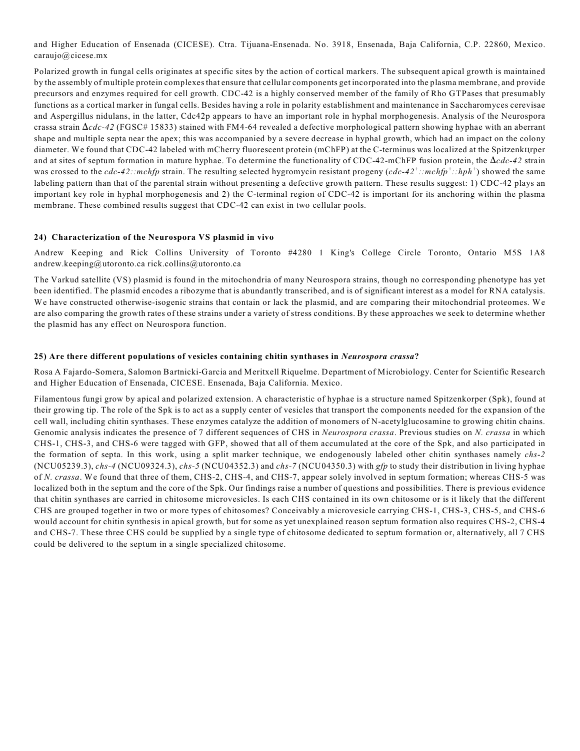and Higher Education of Ensenada (CICESE). Ctra. Tijuana-Ensenada. No. 3918, Ensenada, Baja California, C.P. 22860, Mexico. caraujo@cicese.mx

Polarized growth in fungal cells originates at specific sites by the action of cortical markers. The subsequent apical growth is maintained by the assembly of multiple protein complexes that ensure that cellular components get incorporated into the plasma membrane, and provide precursors and enzymes required for cell growth. CDC-42 is a highly conserved member of the family of Rho GTPases that presumably functions as a cortical marker in fungal cells. Besides having a role in polarity establishment and maintenance in Saccharomyces cerevisae and Aspergillus nidulans, in the latter, Cdc42p appears to have an important role in hyphal morphogenesis. Analysis of the Neurospora crassa strain Δ*cdc-42* (FGSC# 15833) stained with FM4-64 revealed a defective morphological pattern showing hyphae with an aberrant shape and multiple septa near the apex; this was accompanied by a severe decrease in hyphal growth, which had an impact on the colony diameter. We found that CDC-42 labeled with mCherry fluorescent protein (mChFP) at the C-terminus was localized at the Spitzenkцrper and at sites of septum formation in mature hyphae. To determine the functionality of CDC-42-mChFP fusion protein, the Δ*cdc-42* strain was crossed to the *cdc-42::mchfp* strain. The resulting selected hygromycin resistant progeny (*cdc-42*$^{+}$*::mchfp*$^{+}$*::hph*$^{+}$) showed the same labeling pattern than that of the parental strain without presenting a defective growth pattern. These results suggest: 1) CDC-42 plays an important key role in hyphal morphogenesis and 2) the C-terminal region of CDC-42 is important for its anchoring within the plasma membrane. These combined results suggest that CDC-42 can exist in two cellular pools.

#### 24) Characterization of the Neurospora VS plasmid in vivo

Andrew Keeping and Rick Collins University of Toronto #4280 1 King's College Circle Toronto, Ontario M5S 1A8 andrew.keeping@utoronto.ca rick.collins@utoronto.ca

The Varkud satellite (VS) plasmid is found in the mitochondria of many Neurospora strains, though no corresponding phenotype has yet been identified. The plasmid encodes a ribozyme that is abundantly transcribed, and is of significant interest as a model for RNA catalysis. We have constructed otherwise-isogenic strains that contain or lack the plasmid, and are comparing their mitochondrial proteomes. We are also comparing the growth rates of these strains under a variety of stress conditions. By these approaches we seek to determine whether the plasmid has any effect on Neurospora function.

#### 25) Are there different populations of vesicles containing chitin synthases in *Neurospora crassa*?

Rosa A Fajardo-Somera, Salomon Bartnicki-Garcia and Meritxell Riquelme. Department of Microbiology. Center for Scientific Research and Higher Education of Ensenada, CICESE. Ensenada, Baja California. Mexico.

Filamentous fungi grow by apical and polarized extension. A characteristic of hyphae is a structure named Spitzenkorper (Spk), found at their growing tip. The role of the Spk is to act as a supply center of vesicles that transport the components needed for the expansion of the cell wall, including chitin synthases. These enzymes catalyze the addition of monomers of N-acetylglucosamine to growing chitin chains. Genomic analysis indicates the presence of 7 different sequences of CHS in *Neurospora crassa*. Previous studies on *N. crassa* in which CHS-1, CHS-3, and CHS-6 were tagged with GFP, showed that all of them accumulated at the core of the Spk, and also participated in the formation of septa. In this work, using a split marker technique, we endogenously labeled other chitin synthases namely *chs-2* (NCU05239.3), *chs-4* (NCU09324.3), *chs-5* (NCU04352.3) and *chs-7* (NCU04350.3) with *gfp* to study their distribution in living hyphae of *N. crassa*. We found that three of them, CHS-2, CHS-4, and CHS-7, appear solely involved in septum formation; whereas CHS-5 was localized both in the septum and the core of the Spk. Our findings raise a number of questions and possibilities. There is previous evidence that chitin synthases are carried in chitosome microvesicles. Is each CHS contained in its own chitosome or is it likely that the different CHS are grouped together in two or more types of chitosomes? Conceivably a microvesicle carrying CHS-1, CHS-3, CHS-5, and CHS-6 would account for chitin synthesis in apical growth, but for some as yet unexplained reason septum formation also requires CHS-2, CHS-4 and CHS-7. These three CHS could be supplied by a single type of chitosome dedicated to septum formation or, alternatively, all 7 CHS could be delivered to the septum in a single specialized chitosome.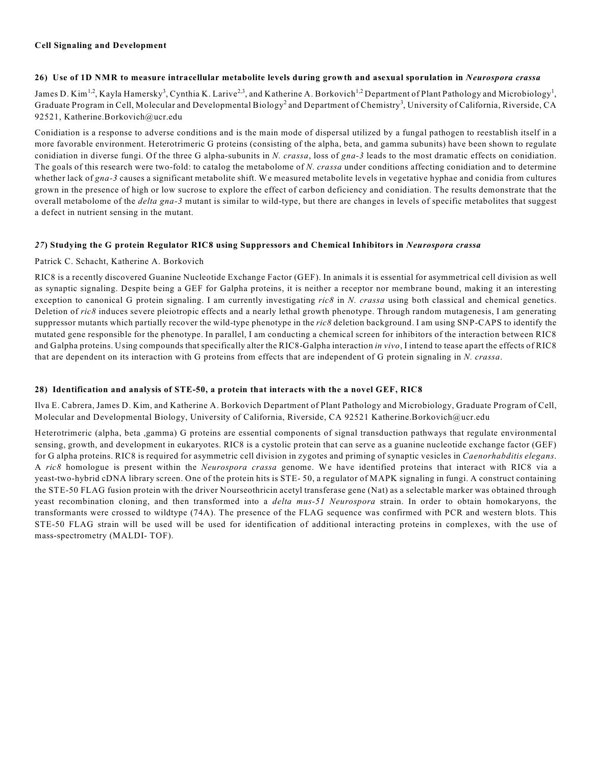**Cell Signaling and Development**

### 26) Use of 1D NMR to measure intracellular metabolite levels during growth and asexual sporulation in *Neurospora crassa*

James D. Kim[1,2], Kayla Hamersky[3], Cynthia K. Larive[2,3], and Katherine A. Borkovich[1,2] Department of Plant Pathology and Microbiology[1], Graduate Program in Cell, Molecular and Developmental Biology[2] and Department of Chemistry[3], University of California, Riverside, CA 92521, Katherine.Borkovich@ucr.edu

Conidiation is a response to adverse conditions and is the main mode of dispersal utilized by a fungal pathogen to reestablish itself in a more favorable environment. Heterotrimeric G proteins (consisting of the alpha, beta, and gamma subunits) have been shown to regulate conidiation in diverse fungi. Of the three G alpha-subunits in *N. crassa*, loss of *gna-3* leads to the most dramatic effects on conidiation. The goals of this research were two-fold: to catalog the metabolome of *N. crassa* under conditions affecting conidiation and to determine whether lack of *gna-3* causes a significant metabolite shift. We measured metabolite levels in vegetative hyphae and conidia from cultures grown in the presence of high or low sucrose to explore the effect of carbon deficiency and conidiation. The results demonstrate that the overall metabolome of the *delta gna-3* mutant is similar to wild-type, but there are changes in levels of specific metabolites that suggest a defect in nutrient sensing in the mutant.

### *27*) Studying the G protein Regulator RIC8 using Suppressors and Chemical Inhibitors in *Neurospora crassa*

Patrick C. Schacht, Katherine A. Borkovich

RIC8 is a recently discovered Guanine Nucleotide Exchange Factor (GEF). In animals it is essential for asymmetrical cell division as well as synaptic signaling. Despite being a GEF for Galpha proteins, it is neither a receptor nor membrane bound, making it an interesting exception to canonical G protein signaling. I am currently investigating *ric8* in *N. crassa* using both classical and chemical genetics. Deletion of *ric8* induces severe pleiotropic effects and a nearly lethal growth phenotype. Through random mutagenesis, I am generating suppressor mutants which partially recover the wild-type phenotype in the *ric8* deletion background. I am using SNP-CAPS to identify the mutated gene responsible for the phenotype. In parallel, I am conducting a chemical screen for inhibitors of the interaction between RIC8 and Galpha proteins. Using compounds that specifically alter the RIC8-Galpha interaction *in vivo*, I intend to tease apart the effects of RIC8 that are dependent on its interaction with G proteins from effects that are independent of G protein signaling in *N. crassa*.

### 28) Identification and analysis of STE-50, a protein that interacts with the a novel GEF, RIC8

Ilva E. Cabrera, James D. Kim, and Katherine A. Borkovich Department of Plant Pathology and Microbiology, Graduate Program of Cell, Molecular and Developmental Biology, University of California, Riverside, CA 92521 Katherine.Borkovich@ucr.edu

Heterotrimeric (alpha, beta ,gamma) G proteins are essential components of signal transduction pathways that regulate environmental sensing, growth, and development in eukaryotes. RIC8 is a cystolic protein that can serve as a guanine nucleotide exchange factor (GEF) for G alpha proteins. RIC8 is required for asymmetric cell division in zygotes and priming of synaptic vesicles in *Caenorhabditis elegans*. A *ric8* homologue is present within the *Neurospora crassa* genome. We have identified proteins that interact with RIC8 via a yeast-two-hybrid cDNA library screen. One of the protein hits is STE- 50, a regulator of MAPK signaling in fungi. A construct containing the STE-50 FLAG fusion protein with the driver Nourseothricin acetyl transferase gene (Nat) as a selectable marker was obtained through yeast recombination cloning, and then transformed into a *delta mus-51 Neurospora* strain. In order to obtain homokaryons, the transformants were crossed to wildtype (74A). The presence of the FLAG sequence was confirmed with PCR and western blots. This STE-50 FLAG strain will be used will be used for identification of additional interacting proteins in complexes, with the use of mass-spectrometry (MALDI- TOF).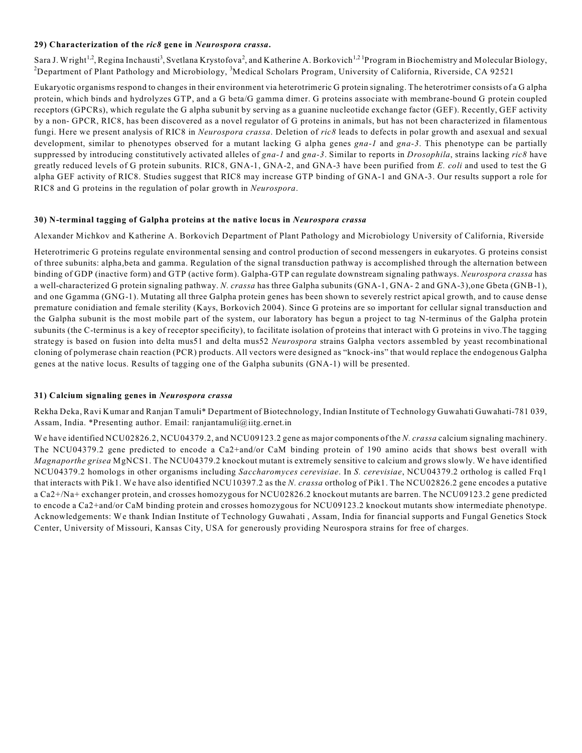### 29) Characterization of the *ric8* gene in *Neurospora crassa*.

Sara J. Wright[1,2], Regina Inchausti[3], Svetlana Krystofova[2], and Katherine A. Borkovich[1,2] [1]Program in Biochemistry and Molecular Biology, [2]Department of Plant Pathology and Microbiology, [3]Medical Scholars Program, University of California, Riverside, CA 92521

Eukaryotic organisms respond to changes in their environment via heterotrimeric G protein signaling. The heterotrimer consists of a G alpha protein, which binds and hydrolyzes GTP, and a G beta/G gamma dimer. G proteins associate with membrane-bound G protein coupled receptors (GPCRs), which regulate the G alpha subunit by serving as a guanine nucleotide exchange factor (GEF). Recently, GEF activity by a non- GPCR, RIC8, has been discovered as a novel regulator of G proteins in animals, but has not been characterized in filamentous fungi. Here we present analysis of RIC8 in *Neurospora crassa*. Deletion of *ric8* leads to defects in polar growth and asexual and sexual development, similar to phenotypes observed for a mutant lacking G alpha genes *gna-1* and *gna-3*. This phenotype can be partially suppressed by introducing constitutively activated alleles of *gna-1* and *gna-3*. Similar to reports in *Drosophila*, strains lacking *ric8* have greatly reduced levels of G protein subunits. RIC8, GNA-1, GNA-2, and GNA-3 have been purified from *E. coli* and used to test the G alpha GEF activity of RIC8. Studies suggest that RIC8 may increase GTP binding of GNA-1 and GNA-3. Our results support a role for RIC8 and G proteins in the regulation of polar growth in *Neurospora*.

### 30) N-terminal tagging of Galpha proteins at the native locus in *Neurospora crassa*

Alexander Michkov and Katherine A. Borkovich Department of Plant Pathology and Microbiology University of California, Riverside

Heterotrimeric G proteins regulate environmental sensing and control production of second messengers in eukaryotes. G proteins consist of three subunits: alpha,beta and gamma. Regulation of the signal transduction pathway is accomplished through the alternation between binding of GDP (inactive form) and GTP (active form). Galpha-GTP can regulate downstream signaling pathways. *Neurospora crassa* has a well-characterized G protein signaling pathway. *N. crassa* has three Galpha subunits (GNA-1, GNA- 2 and GNA-3),one Gbeta (GNB-1), and one Ggamma (GNG-1). Mutating all three Galpha protein genes has been shown to severely restrict apical growth, and to cause dense premature conidiation and female sterility (Kays, Borkovich 2004). Since G proteins are so important for cellular signal transduction and the Galpha subunit is the most mobile part of the system, our laboratory has begun a project to tag N-terminus of the Galpha protein subunits (the C-terminus is a key of receptor specificity), to facilitate isolation of proteins that interact with G proteins in vivo.The tagging strategy is based on fusion into delta mus51 and delta mus52 *Neurospora* strains Galpha vectors assembled by yeast recombinational cloning of polymerase chain reaction (PCR) products. All vectors were designed as "knock-ins" that would replace the endogenous Galpha genes at the native locus. Results of tagging one of the Galpha subunits (GNA-1) will be presented.

### 31) Calcium signaling genes in *Neurospora crassa*

Rekha Deka, Ravi Kumar and Ranjan Tamuli* Department of Biotechnology, Indian Institute of Technology Guwahati Guwahati-781 039, Assam, India. *Presenting author. Email: ranjantamuli@iitg.ernet.in

We have identified NCU02826.2, NCU04379.2, and NCU09123.2 gene as major components of the *N. crassa* calcium signaling machinery. The NCU04379.2 gene predicted to encode a Ca2+and/or CaM binding protein of 190 amino acids that shows best overall with *Magnaporthe grisea* MgNCS1. The NCU04379.2 knockout mutant is extremely sensitive to calcium and grows slowly. We have identified NCU04379.2 homologs in other organisms including *Saccharomyces cerevisiae*. In *S. cerevisiae*, NCU04379.2 ortholog is called Frq1 that interacts with Pik1. We have also identified NCU10397.2 as the *N. crassa* ortholog of Pik1. The NCU02826.2 gene encodes a putative a Ca2+/Na+ exchanger protein, and crosses homozygous for NCU02826.2 knockout mutants are barren. The NCU09123.2 gene predicted to encode a Ca2+and/or CaM binding protein and crosses homozygous for NCU09123.2 knockout mutants show intermediate phenotype. Acknowledgements: We thank Indian Institute of Technology Guwahati , Assam, India for financial supports and Fungal Genetics Stock Center, University of Missouri, Kansas City, USA for generously providing Neurospora strains for free of charges.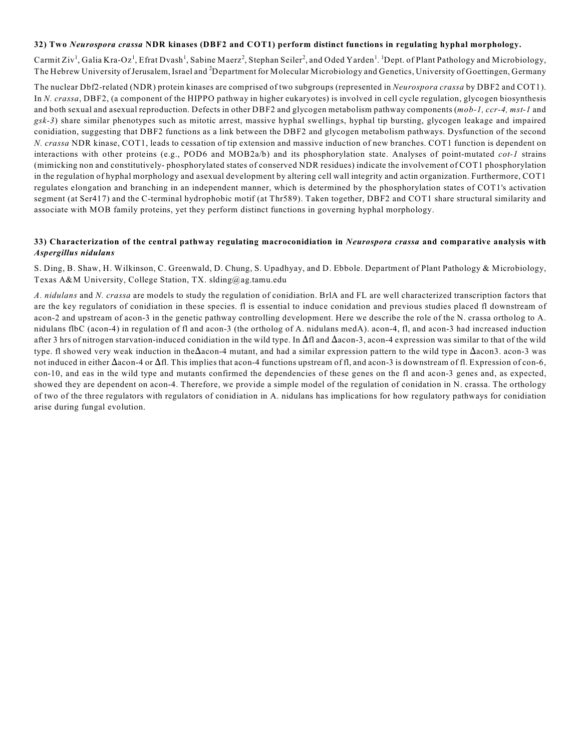**32) Two *Neurospora crassa* NDR kinases (DBF2 and COT1) perform distinct functions in regulating hyphal morphology.**

Carmit Ziv[1], Galia Kra-Oz[1], Efrat Dvash[1], Sabine Maerz[2], Stephan Seiler[2], and Oded Yarden[1]. [1]Dept. of Plant Pathology and Microbiology, The Hebrew University of Jerusalem, Israel and [2]Department for Molecular Microbiology and Genetics, University of Goettingen, Germany

The nuclear Dbf2-related (NDR) protein kinases are comprised of two subgroups (represented in *Neurospora crassa* by DBF2 and COT1). In *N. crassa*, DBF2, (a component of the HIPPO pathway in higher eukaryotes) is involved in cell cycle regulation, glycogen biosynthesis and both sexual and asexual reproduction. Defects in other DBF2 and glycogen metabolism pathway components (*mob-1, ccr-4, mst-1* and *gsk-3*) share similar phenotypes such as mitotic arrest, massive hyphal swellings, hyphal tip bursting, glycogen leakage and impaired conidiation, suggesting that DBF2 functions as a link between the DBF2 and glycogen metabolism pathways. Dysfunction of the second *N. crassa* NDR kinase, COT1, leads to cessation of tip extension and massive induction of new branches. COT1 function is dependent on interactions with other proteins (e.g., POD6 and MOB2a/b) and its phosphorylation state. Analyses of point-mutated *cot-1* strains (mimicking non and constitutively- phosphorylated states of conserved NDR residues) indicate the involvement of COT1 phosphorylation in the regulation of hyphal morphology and asexual development by altering cell wall integrity and actin organization. Furthermore, COT1 regulates elongation and branching in an independent manner, which is determined by the phosphorylation states of COT1's activation segment (at Ser417) and the C-terminal hydrophobic motif (at Thr589). Taken together, DBF2 and COT1 share structural similarity and associate with MOB family proteins, yet they perform distinct functions in governing hyphal morphology.

**33) Characterization of the central pathway regulating macroconidiation in *Neurospora crassa* and comparative analysis with *Aspergillus nidulans***

S. Ding, B. Shaw, H. Wilkinson, C. Greenwald, D. Chung, S. Upadhyay, and D. Ebbole. Department of Plant Pathology & Microbiology, Texas A&M University, College Station, TX. slding@ag.tamu.edu

*A. nidulans* and *N. crassa* are models to study the regulation of conidiation. BrlA and FL are well characterized transcription factors that are the key regulators of conidiation in these species. fl is essential to induce conidation and previous studies placed fl downstream of acon-2 and upstream of acon-3 in the genetic pathway controlling development. Here we describe the role of the N. crassa ortholog to A. nidulans flbC (acon-4) in regulation of fl and acon-3 (the ortholog of A. nidulans medA). acon-4, fl, and acon-3 had increased induction after 3 hrs of nitrogen starvation-induced conidiation in the wild type. In Δfl and Δacon-3, acon-4 expression was similar to that of the wild type. fl showed very weak induction in theΔacon-4 mutant, and had a similar expression pattern to the wild type in Δacon3. acon-3 was not induced in either Δacon-4 or Δfl. This implies that acon-4 functions upstream of fl, and acon-3 is downstream of fl. Expression of con-6, con-10, and eas in the wild type and mutants confirmed the dependencies of these genes on the fl and acon-3 genes and, as expected, showed they are dependent on acon-4. Therefore, we provide a simple model of the regulation of conidation in N. crassa. The orthology of two of the three regulators with regulators of conidiation in A. nidulans has implications for how regulatory pathways for conidiation arise during fungal evolution.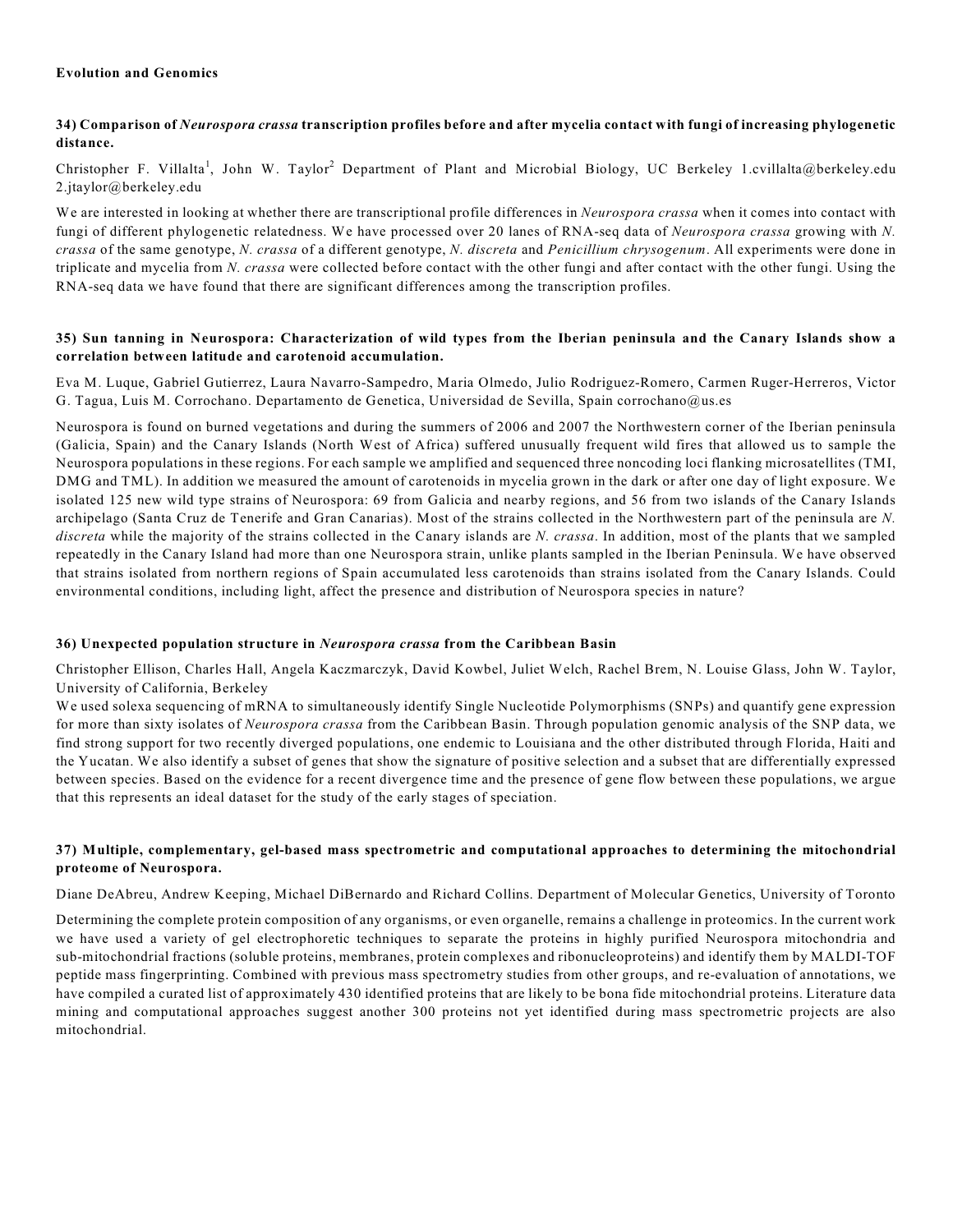**Evolution and Genomics**

**34) Comparison of *Neurospora crassa* transcription profiles before and after mycelia contact with fungi of increasing phylogenetic distance.**

Christopher F. Villalta[1], John W. Taylor[2] Department of Plant and Microbial Biology, UC Berkeley 1.cvillalta@berkeley.edu 2.jtaylor@berkeley.edu

We are interested in looking at whether there are transcriptional profile differences in *Neurospora crassa* when it comes into contact with fungi of different phylogenetic relatedness. We have processed over 20 lanes of RNA-seq data of *Neurospora crassa* growing with *N. crassa* of the same genotype, *N. crassa* of a different genotype, *N. discreta* and *Penicillium chrysogenum*. All experiments were done in triplicate and mycelia from *N. crassa* were collected before contact with the other fungi and after contact with the other fungi. Using the RNA-seq data we have found that there are significant differences among the transcription profiles.

**35) Sun tanning in Neurospora: Characterization of wild types from the Iberian peninsula and the Canary Islands show a correlation between latitude and carotenoid accumulation.**

Eva M. Luque, Gabriel Gutierrez, Laura Navarro-Sampedro, Maria Olmedo, Julio Rodriguez-Romero, Carmen Ruger-Herreros, Victor G. Tagua, Luis M. Corrochano. Departamento de Genetica, Universidad de Sevilla, Spain corrochano@us.es

Neurospora is found on burned vegetations and during the summers of 2006 and 2007 the Northwestern corner of the Iberian peninsula (Galicia, Spain) and the Canary Islands (North West of Africa) suffered unusually frequent wild fires that allowed us to sample the Neurospora populations in these regions. For each sample we amplified and sequenced three noncoding loci flanking microsatellites (TMI, DMG and TML). In addition we measured the amount of carotenoids in mycelia grown in the dark or after one day of light exposure. We isolated 125 new wild type strains of Neurospora: 69 from Galicia and nearby regions, and 56 from two islands of the Canary Islands archipelago (Santa Cruz de Tenerife and Gran Canarias). Most of the strains collected in the Northwestern part of the peninsula are *N. discreta* while the majority of the strains collected in the Canary islands are *N. crassa*. In addition, most of the plants that we sampled repeatedly in the Canary Island had more than one Neurospora strain, unlike plants sampled in the Iberian Peninsula. We have observed that strains isolated from northern regions of Spain accumulated less carotenoids than strains isolated from the Canary Islands. Could environmental conditions, including light, affect the presence and distribution of Neurospora species in nature?

**36) Unexpected population structure in *Neurospora crassa* from the Caribbean Basin**

Christopher Ellison, Charles Hall, Angela Kaczmarczyk, David Kowbel, Juliet Welch, Rachel Brem, N. Louise Glass, John W. Taylor, University of California, Berkeley

We used solexa sequencing of mRNA to simultaneously identify Single Nucleotide Polymorphisms (SNPs) and quantify gene expression for more than sixty isolates of *Neurospora crassa* from the Caribbean Basin. Through population genomic analysis of the SNP data, we find strong support for two recently diverged populations, one endemic to Louisiana and the other distributed through Florida, Haiti and the Yucatan. We also identify a subset of genes that show the signature of positive selection and a subset that are differentially expressed between species. Based on the evidence for a recent divergence time and the presence of gene flow between these populations, we argue that this represents an ideal dataset for the study of the early stages of speciation.

**37) Multiple, complementary, gel-based mass spectrometric and computational approaches to determining the mitochondrial proteome of Neurospora.**

Diane DeAbreu, Andrew Keeping, Michael DiBernardo and Richard Collins. Department of Molecular Genetics, University of Toronto

Determining the complete protein composition of any organisms, or even organelle, remains a challenge in proteomics. In the current work we have used a variety of gel electrophoretic techniques to separate the proteins in highly purified Neurospora mitochondria and sub-mitochondrial fractions (soluble proteins, membranes, protein complexes and ribonucleoproteins) and identify them by MALDI-TOF peptide mass fingerprinting. Combined with previous mass spectrometry studies from other groups, and re-evaluation of annotations, we have compiled a curated list of approximately 430 identified proteins that are likely to be bona fide mitochondrial proteins. Literature data mining and computational approaches suggest another 300 proteins not yet identified during mass spectrometric projects are also mitochondrial.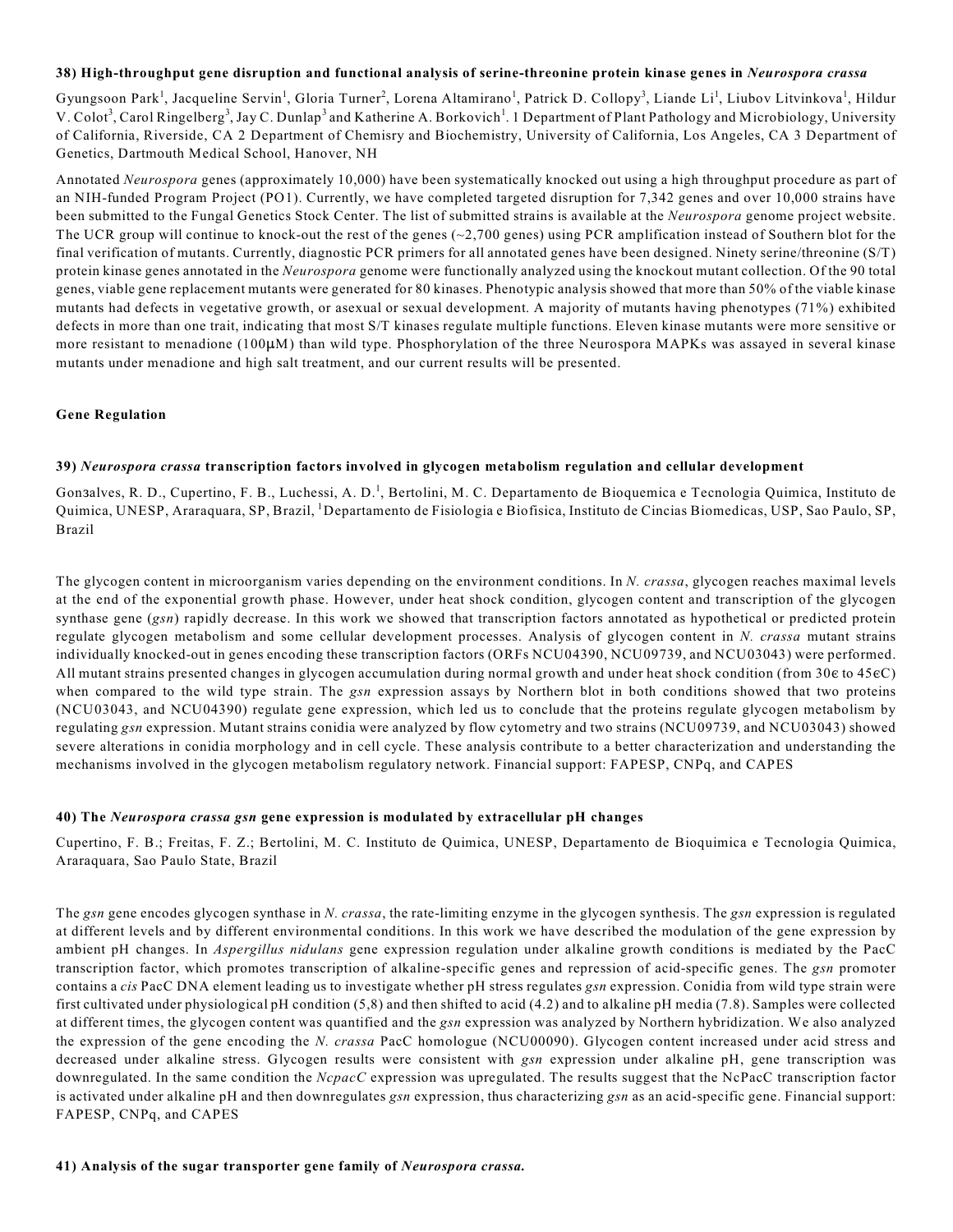### 38) High-throughput gene disruption and functional analysis of serine-threonine protein kinase genes in *Neurospora crassa*

Gyungsoon Park[1], Jacqueline Servin[1], Gloria Turner[2], Lorena Altamirano[1], Patrick D. Collopy[3], Liande Li[1], Liubov Litvinkova[1], Hildur V. Colot[3], Carol Ringelberg[3], Jay C. Dunlap[3] and Katherine A. Borkovich[1]. 1 Department of Plant Pathology and Microbiology, University of California, Riverside, CA 2 Department of Chemisry and Biochemistry, University of California, Los Angeles, CA 3 Department of Genetics, Dartmouth Medical School, Hanover, NH

Annotated *Neurospora* genes (approximately 10,000) have been systematically knocked out using a high throughput procedure as part of an NIH-funded Program Project (PO1). Currently, we have completed targeted disruption for 7,342 genes and over 10,000 strains have been submitted to the Fungal Genetics Stock Center. The list of submitted strains is available at the *Neurospora* genome project website. The UCR group will continue to knock-out the rest of the genes (~2,700 genes) using PCR amplification instead of Southern blot for the final verification of mutants. Currently, diagnostic PCR primers for all annotated genes have been designed. Ninety serine/threonine (S/T) protein kinase genes annotated in the *Neurospora* genome were functionally analyzed using the knockout mutant collection. Of the 90 total genes, viable gene replacement mutants were generated for 80 kinases. Phenotypic analysis showed that more than 50% of the viable kinase mutants had defects in vegetative growth, or asexual or sexual development. A majority of mutants having phenotypes (71%) exhibited defects in more than one trait, indicating that most S/T kinases regulate multiple functions. Eleven kinase mutants were more sensitive or more resistant to menadione (100μM) than wild type. Phosphorylation of the three Neurospora MAPKs was assayed in several kinase mutants under menadione and high salt treatment, and our current results will be presented.

## Gene Regulation

### 39) *Neurospora crassa* transcription factors involved in glycogen metabolism regulation and cellular development

Gonзalves, R. D., Cupertino, F. B., Luchessi, A. D.[1], Bertolini, M. C. Departamento de Bioquemica e Tecnologia Quimica, Instituto de Quimica, UNESP, Araraquara, SP, Brazil, [1]Departamento de Fisiologia e Biofisica, Instituto de Cincias Biomedicas, USP, Sao Paulo, SP, Brazil

The glycogen content in microorganism varies depending on the environment conditions. In *N. crassa*, glycogen reaches maximal levels at the end of the exponential growth phase. However, under heat shock condition, glycogen content and transcription of the glycogen synthase gene (*gsn*) rapidly decrease. In this work we showed that transcription factors annotated as hypothetical or predicted protein regulate glycogen metabolism and some cellular development processes. Analysis of glycogen content in *N. crassa* mutant strains individually knocked-out in genes encoding these transcription factors (ORFs NCU04390, NCU09739, and NCU03043) were performed. All mutant strains presented changes in glycogen accumulation during normal growth and under heat shock condition (from 30єC to 45єC) when compared to the wild type strain. The *gsn* expression assays by Northern blot in both conditions showed that two proteins (NCU03043, and NCU04390) regulate gene expression, which led us to conclude that the proteins regulate glycogen metabolism by regulating *gsn* expression. Mutant strains conidia were analyzed by flow cytometry and two strains (NCU09739, and NCU03043) showed severe alterations in conidia morphology and in cell cycle. These analysis contribute to a better characterization and understanding the mechanisms involved in the glycogen metabolism regulatory network. Financial support: FAPESP, CNPq, and CAPES

### 40) The *Neurospora crassa gsn* gene expression is modulated by extracellular pH changes

Cupertino, F. B.; Freitas, F. Z.; Bertolini, M. C. Instituto de Quimica, UNESP, Departamento de Bioquimica e Tecnologia Quimica, Araraquara, Sao Paulo State, Brazil

The *gsn* gene encodes glycogen synthase in *N. crassa*, the rate-limiting enzyme in the glycogen synthesis. The *gsn* expression is regulated at different levels and by different environmental conditions. In this work we have described the modulation of the gene expression by ambient pH changes. In *Aspergillus nidulans* gene expression regulation under alkaline growth conditions is mediated by the PacC transcription factor, which promotes transcription of alkaline-specific genes and repression of acid-specific genes. The *gsn* promoter contains a *cis* PacC DNA element leading us to investigate whether pH stress regulates *gsn* expression. Conidia from wild type strain were first cultivated under physiological pH condition (5,8) and then shifted to acid (4.2) and to alkaline pH media (7.8). Samples were collected at different times, the glycogen content was quantified and the *gsn* expression was analyzed by Northern hybridization. We also analyzed the expression of the gene encoding the *N. crassa* PacC homologue (NCU00090). Glycogen content increased under acid stress and decreased under alkaline stress. Glycogen results were consistent with *gsn* expression under alkaline pH, gene transcription was downregulated. In the same condition the *NcpacC* expression was upregulated. The results suggest that the NcPacC transcription factor is activated under alkaline pH and then downregulates *gsn* expression, thus characterizing *gsn* as an acid-specific gene. Financial support: FAPESP, CNPq, and CAPES

### 41) Analysis of the sugar transporter gene family of *Neurospora crassa.*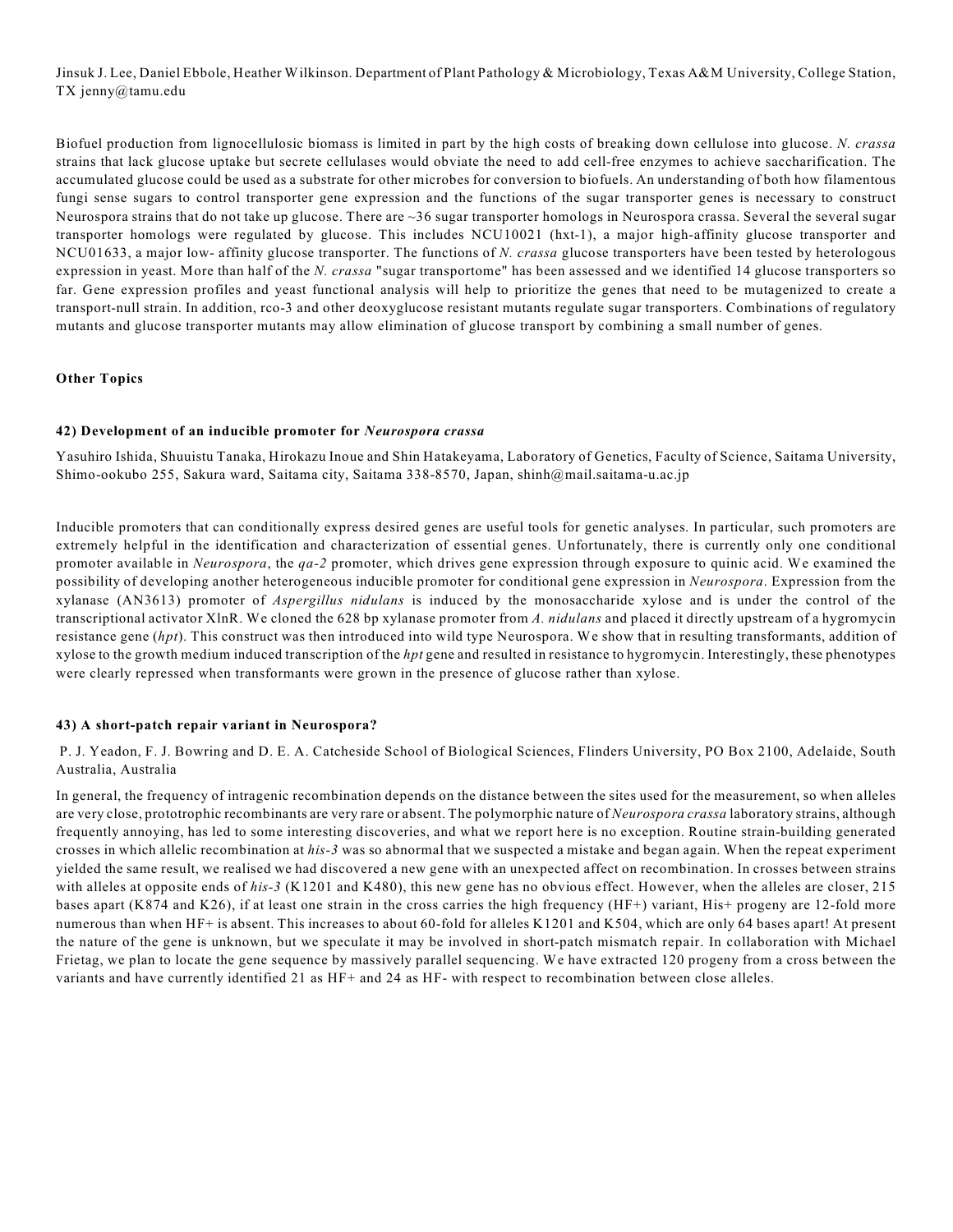Jinsuk J. Lee, Daniel Ebbole, Heather Wilkinson. Department of Plant Pathology & Microbiology, Texas A&M University, College Station, TX jenny@tamu.edu

Biofuel production from lignocellulosic biomass is limited in part by the high costs of breaking down cellulose into glucose. *N. crassa* strains that lack glucose uptake but secrete cellulases would obviate the need to add cell-free enzymes to achieve saccharification. The accumulated glucose could be used as a substrate for other microbes for conversion to biofuels. An understanding of both how filamentous fungi sense sugars to control transporter gene expression and the functions of the sugar transporter genes is necessary to construct Neurospora strains that do not take up glucose. There are ~36 sugar transporter homologs in Neurospora crassa. Several the several sugar transporter homologs were regulated by glucose. This includes NCU10021 (hxt-1), a major high-affinity glucose transporter and NCU01633, a major low- affinity glucose transporter. The functions of *N. crassa* glucose transporters have been tested by heterologous expression in yeast. More than half of the *N. crassa* "sugar transportome" has been assessed and we identified 14 glucose transporters so far. Gene expression profiles and yeast functional analysis will help to prioritize the genes that need to be mutagenized to create a transport-null strain. In addition, rco-3 and other deoxyglucose resistant mutants regulate sugar transporters. Combinations of regulatory mutants and glucose transporter mutants may allow elimination of glucose transport by combining a small number of genes.

**Other Topics**

### 42) Development of an inducible promoter for *Neurospora crassa*

Yasuhiro Ishida, Shuuistu Tanaka, Hirokazu Inoue and Shin Hatakeyama, Laboratory of Genetics, Faculty of Science, Saitama University, Shimo-ookubo 255, Sakura ward, Saitama city, Saitama 338-8570, Japan, shinh@mail.saitama-u.ac.jp

Inducible promoters that can conditionally express desired genes are useful tools for genetic analyses. In particular, such promoters are extremely helpful in the identification and characterization of essential genes. Unfortunately, there is currently only one conditional promoter available in *Neurospora*, the *qa-2* promoter, which drives gene expression through exposure to quinic acid. We examined the possibility of developing another heterogeneous inducible promoter for conditional gene expression in *Neurospora*. Expression from the xylanase (AN3613) promoter of *Aspergillus nidulans* is induced by the monosaccharide xylose and is under the control of the transcriptional activator XlnR. We cloned the 628 bp xylanase promoter from *A. nidulans* and placed it directly upstream of a hygromycin resistance gene (*hpt*). This construct was then introduced into wild type Neurospora. We show that in resulting transformants, addition of xylose to the growth medium induced transcription of the *hpt* gene and resulted in resistance to hygromycin. Interestingly, these phenotypes were clearly repressed when transformants were grown in the presence of glucose rather than xylose.

### 43) A short-patch repair variant in Neurospora?

P. J. Yeadon, F. J. Bowring and D. E. A. Catcheside School of Biological Sciences, Flinders University, PO Box 2100, Adelaide, South Australia, Australia

In general, the frequency of intragenic recombination depends on the distance between the sites used for the measurement, so when alleles are very close, prototrophic recombinants are very rare or absent. The polymorphic nature of *Neurospora crassa* laboratory strains, although frequently annoying, has led to some interesting discoveries, and what we report here is no exception. Routine strain-building generated crosses in which allelic recombination at *his-3* was so abnormal that we suspected a mistake and began again. When the repeat experiment yielded the same result, we realised we had discovered a new gene with an unexpected affect on recombination. In crosses between strains with alleles at opposite ends of *his-3* (K1201 and K480), this new gene has no obvious effect. However, when the alleles are closer, 215 bases apart (K874 and K26), if at least one strain in the cross carries the high frequency (HF+) variant, His+ progeny are 12-fold more numerous than when HF+ is absent. This increases to about 60-fold for alleles K1201 and K504, which are only 64 bases apart! At present the nature of the gene is unknown, but we speculate it may be involved in short-patch mismatch repair. In collaboration with Michael Frietag, we plan to locate the gene sequence by massively parallel sequencing. We have extracted 120 progeny from a cross between the variants and have currently identified 21 as HF+ and 24 as HF- with respect to recombination between close alleles.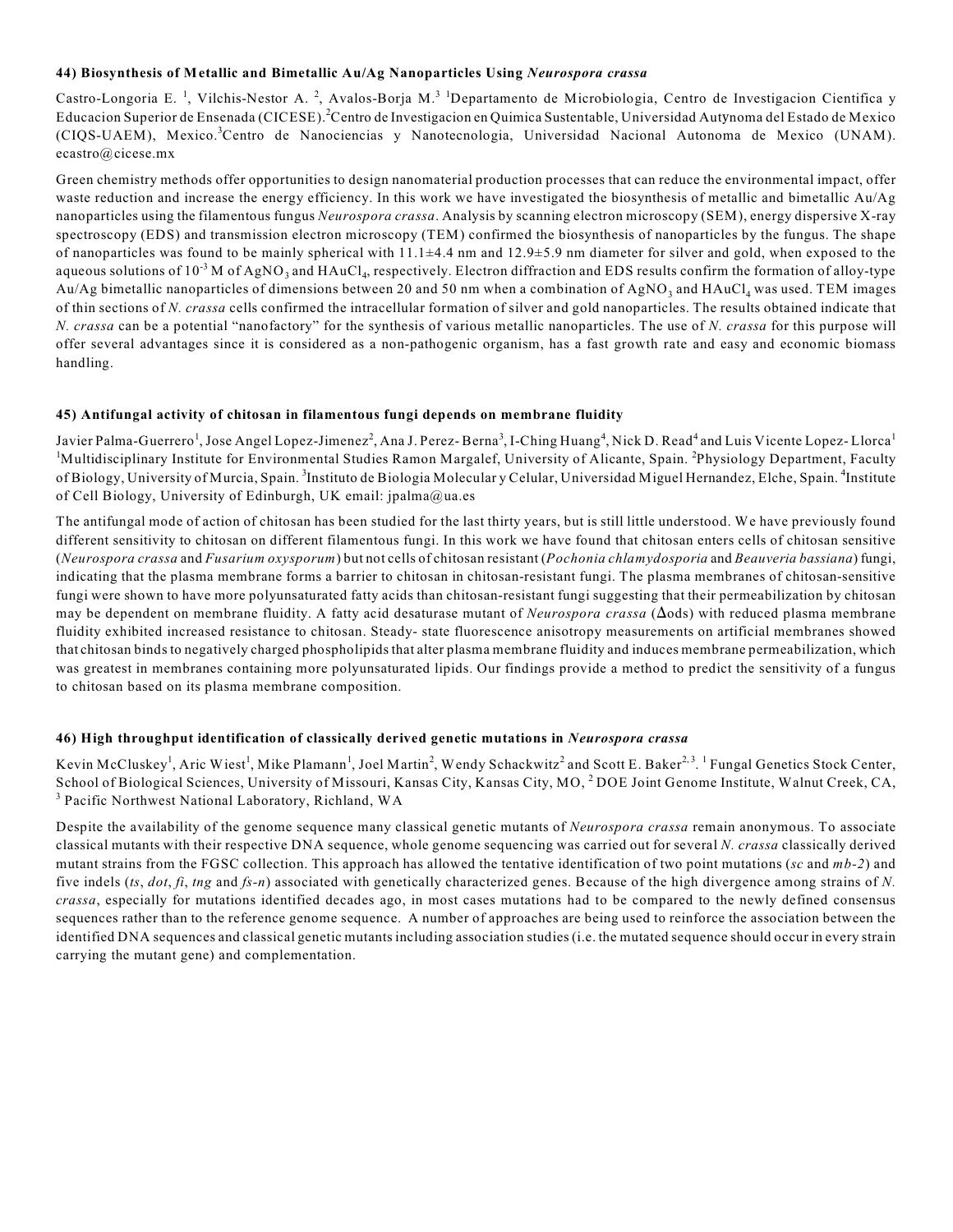### 44) Biosynthesis of Metallic and Bimetallic Au/Ag Nanoparticles Using *Neurospora crassa*

Castro-Longoria E. [1], Vilchis-Nestor A. [2], Avalos-Borja M.[3] [1]Departamento de Microbiologia, Centro de Investigacion Cientifica y Educacion Superior de Ensenada (CICESE).[2]Centro de Investigacion en Quimica Sustentable, Universidad Autynoma del Estado de Mexico (CIQS-UAEM), Mexico.[3]Centro de Nanociencias y Nanotecnologia, Universidad Nacional Autonoma de Mexico (UNAM). ecastro@cicese.mx

Green chemistry methods offer opportunities to design nanomaterial production processes that can reduce the environmental impact, offer waste reduction and increase the energy efficiency. In this work we have investigated the biosynthesis of metallic and bimetallic Au/Ag nanoparticles using the filamentous fungus *Neurospora crassa*. Analysis by scanning electron microscopy (SEM), energy dispersive X-ray spectroscopy (EDS) and transmission electron microscopy (TEM) confirmed the biosynthesis of nanoparticles by the fungus. The shape of nanoparticles was found to be mainly spherical with 11.1±4.4 nm and 12.9±5.9 nm diameter for silver and gold, when exposed to the aqueous solutions of $10^{-3}$ M of $AgNO_3$ and $HAuCl_4$, respectively. Electron diffraction and EDS results confirm the formation of alloy-type Au/Ag bimetallic nanoparticles of dimensions between 20 and 50 nm when a combination of $AgNO_3$ and $HAuCl_4$ was used. TEM images of thin sections of *N. crassa* cells confirmed the intracellular formation of silver and gold nanoparticles. The results obtained indicate that *N. crassa* can be a potential "nanofactory" for the synthesis of various metallic nanoparticles. The use of *N. crassa* for this purpose will offer several advantages since it is considered as a non-pathogenic organism, has a fast growth rate and easy and economic biomass handling.

### 45) Antifungal activity of chitosan in filamentous fungi depends on membrane fluidity

Javier Palma-Guerrero[1], Jose Angel Lopez-Jimenez[2], Ana J. Perez- Berna[3], I-Ching Huang[4], Nick D. Read[4] and Luis Vicente Lopez- Llorca[1] [1]Multidisciplinary Institute for Environmental Studies Ramon Margalef, University of Alicante, Spain. [2]Physiology Department, Faculty of Biology, University of Murcia, Spain. [3]Instituto de Biologia Molecular y Celular, Universidad Miguel Hernandez, Elche, Spain. [4]Institute of Cell Biology, University of Edinburgh, UK email: jpalma@ua.es

The antifungal mode of action of chitosan has been studied for the last thirty years, but is still little understood. We have previously found different sensitivity to chitosan on different filamentous fungi. In this work we have found that chitosan enters cells of chitosan sensitive (*Neurospora crassa* and *Fusarium oxysporum*) but not cells of chitosan resistant (*Pochonia chlamydosporia* and *Beauveria bassiana*) fungi, indicating that the plasma membrane forms a barrier to chitosan in chitosan-resistant fungi. The plasma membranes of chitosan-sensitive fungi were shown to have more polyunsaturated fatty acids than chitosan-resistant fungi suggesting that their permeabilization by chitosan may be dependent on membrane fluidity. A fatty acid desaturase mutant of *Neurospora crassa* (Δods) with reduced plasma membrane fluidity exhibited increased resistance to chitosan. Steady- state fluorescence anisotropy measurements on artificial membranes showed that chitosan binds to negatively charged phospholipids that alter plasma membrane fluidity and induces membrane permeabilization, which was greatest in membranes containing more polyunsaturated lipids. Our findings provide a method to predict the sensitivity of a fungus to chitosan based on its plasma membrane composition.

### 46) High throughput identification of classically derived genetic mutations in *Neurospora crassa*

Kevin McCluskey[1], Aric Wiest[1], Mike Plamann[1], Joel Martin[2], Wendy Schackwitz[2] and Scott E. Baker[2,3]. [1] Fungal Genetics Stock Center, School of Biological Sciences, University of Missouri, Kansas City, Kansas City, MO, [2] DOE Joint Genome Institute, Walnut Creek, CA, [3] Pacific Northwest National Laboratory, Richland, WA

Despite the availability of the genome sequence many classical genetic mutants of *Neurospora crassa* remain anonymous. To associate classical mutants with their respective DNA sequence, whole genome sequencing was carried out for several *N. crassa* classically derived mutant strains from the FGSC collection. This approach has allowed the tentative identification of two point mutations (*sc* and *mb-2*) and five indels (*ts*, *dot*, *fi*, *tng* and *fs-n*) associated with genetically characterized genes. Because of the high divergence among strains of *N. crassa*, especially for mutations identified decades ago, in most cases mutations had to be compared to the newly defined consensus sequences rather than to the reference genome sequence. A number of approaches are being used to reinforce the association between the identified DNA sequences and classical genetic mutants including association studies (i.e. the mutated sequence should occur in every strain carrying the mutant gene) and complementation.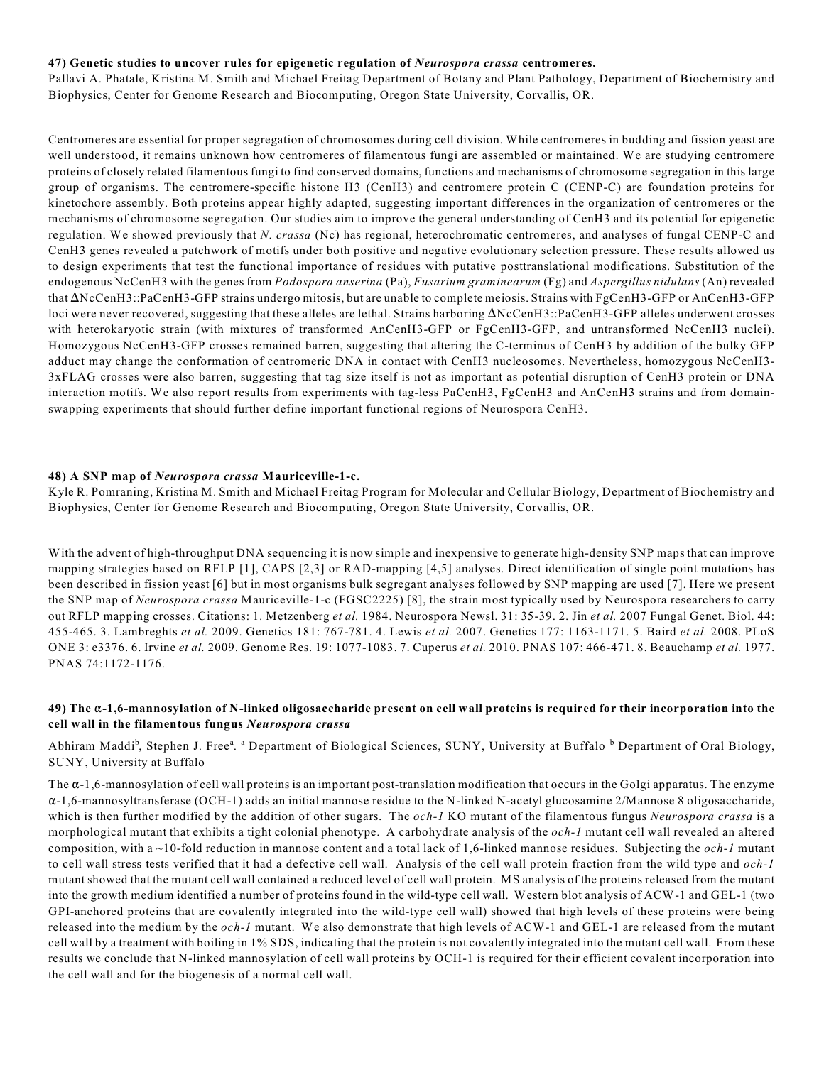### 47) Genetic studies to uncover rules for epigenetic regulation of *Neurospora crassa* centromeres.

Pallavi A. Phatale, Kristina M. Smith and Michael Freitag Department of Botany and Plant Pathology, Department of Biochemistry and Biophysics, Center for Genome Research and Biocomputing, Oregon State University, Corvallis, OR.

Centromeres are essential for proper segregation of chromosomes during cell division. While centromeres in budding and fission yeast are well understood, it remains unknown how centromeres of filamentous fungi are assembled or maintained. We are studying centromere proteins of closely related filamentous fungi to find conserved domains, functions and mechanisms of chromosome segregation in this large group of organisms. The centromere-specific histone H3 (CenH3) and centromere protein C (CENP-C) are foundation proteins for kinetochore assembly. Both proteins appear highly adapted, suggesting important differences in the organization of centromeres or the mechanisms of chromosome segregation. Our studies aim to improve the general understanding of CenH3 and its potential for epigenetic regulation. We showed previously that *N. crassa* (Nc) has regional, heterochromatic centromeres, and analyses of fungal CENP-C and CenH3 genes revealed a patchwork of motifs under both positive and negative evolutionary selection pressure. These results allowed us to design experiments that test the functional importance of residues with putative posttranslational modifications. Substitution of the endogenous NcCenH3 with the genes from *Podospora anserina* (Pa), *Fusarium graminearum* (Fg) and *Aspergillus nidulans* (An) revealed that ΔNcCenH3::PaCenH3-GFP strains undergo mitosis, but are unable to complete meiosis. Strains with FgCenH3-GFP or AnCenH3-GFP loci were never recovered, suggesting that these alleles are lethal. Strains harboring ΔNcCenH3::PaCenH3-GFP alleles underwent crosses with heterokaryotic strain (with mixtures of transformed AnCenH3-GFP or FgCenH3-GFP, and untransformed NcCenH3 nuclei). Homozygous NcCenH3-GFP crosses remained barren, suggesting that altering the C-terminus of CenH3 by addition of the bulky GFP adduct may change the conformation of centromeric DNA in contact with CenH3 nucleosomes. Nevertheless, homozygous NcCenH3-3xFLAG crosses were also barren, suggesting that tag size itself is not as important as potential disruption of CenH3 protein or DNA interaction motifs. We also report results from experiments with tag-less PaCenH3, FgCenH3 and AnCenH3 strains and from domain-swapping experiments that should further define important functional regions of Neurospora CenH3.

### 48) A SNP map of *Neurospora crassa* Mauriceville-1-c.

Kyle R. Pomraning, Kristina M. Smith and Michael Freitag Program for Molecular and Cellular Biology, Department of Biochemistry and Biophysics, Center for Genome Research and Biocomputing, Oregon State University, Corvallis, OR.

With the advent of high-throughput DNA sequencing it is now simple and inexpensive to generate high-density SNP maps that can improve mapping strategies based on RFLP [1], CAPS [2,3] or RAD-mapping [4,5] analyses. Direct identification of single point mutations has been described in fission yeast [6] but in most organisms bulk segregant analyses followed by SNP mapping are used [7]. Here we present the SNP map of *Neurospora crassa* Mauriceville-1-c (FGSC2225) [8], the strain most typically used by Neurospora researchers to carry out RFLP mapping crosses. Citations: 1. Metzenberg *et al.* 1984. Neurospora Newsl. 31: 35-39. 2. Jin *et al.* 2007 Fungal Genet. Biol. 44: 455-465. 3. Lambreghts *et al.* 2009. Genetics 181: 767-781. 4. Lewis *et al.* 2007. Genetics 177: 1163-1171. 5. Baird *et al.* 2008. PLoS ONE 3: e3376. 6. Irvine *et al.* 2009. Genome Res. 19: 1077-1083. 7. Cuperus *et al.* 2010. PNAS 107: 466-471. 8. Beauchamp *et al.* 1977. PNAS 74:1172-1176.

### 49) The α-1,6-mannosylation of N-linked oligosaccharide present on cell wall proteins is required for their incorporation into the cell wall in the filamentous fungus *Neurospora crassa*

Abhiram Maddi[b], Stephen J. Free[a]. [a] Department of Biological Sciences, SUNY, University at Buffalo [b] Department of Oral Biology, SUNY, University at Buffalo

The α-1,6-mannosylation of cell wall proteins is an important post-translation modification that occurs in the Golgi apparatus. The enzyme α-1,6-mannosyltransferase (OCH-1) adds an initial mannose residue to the N-linked N-acetyl glucosamine 2/Mannose 8 oligosaccharide, which is then further modified by the addition of other sugars. The *och-1* KO mutant of the filamentous fungus *Neurospora crassa* is a morphological mutant that exhibits a tight colonial phenotype. A carbohydrate analysis of the *och-1* mutant cell wall revealed an altered composition, with a ~10-fold reduction in mannose content and a total lack of 1,6-linked mannose residues. Subjecting the *och-1* mutant to cell wall stress tests verified that it had a defective cell wall. Analysis of the cell wall protein fraction from the wild type and *och-1* mutant showed that the mutant cell wall contained a reduced level of cell wall protein. MS analysis of the proteins released from the mutant into the growth medium identified a number of proteins found in the wild-type cell wall. Western blot analysis of ACW-1 and GEL-1 (two GPI-anchored proteins that are covalently integrated into the wild-type cell wall) showed that high levels of these proteins were being released into the medium by the *och-1* mutant. We also demonstrate that high levels of ACW-1 and GEL-1 are released from the mutant cell wall by a treatment with boiling in 1% SDS, indicating that the protein is not covalently integrated into the mutant cell wall. From these results we conclude that N-linked mannosylation of cell wall proteins by OCH-1 is required for their efficient covalent incorporation into the cell wall and for the biogenesis of a normal cell wall.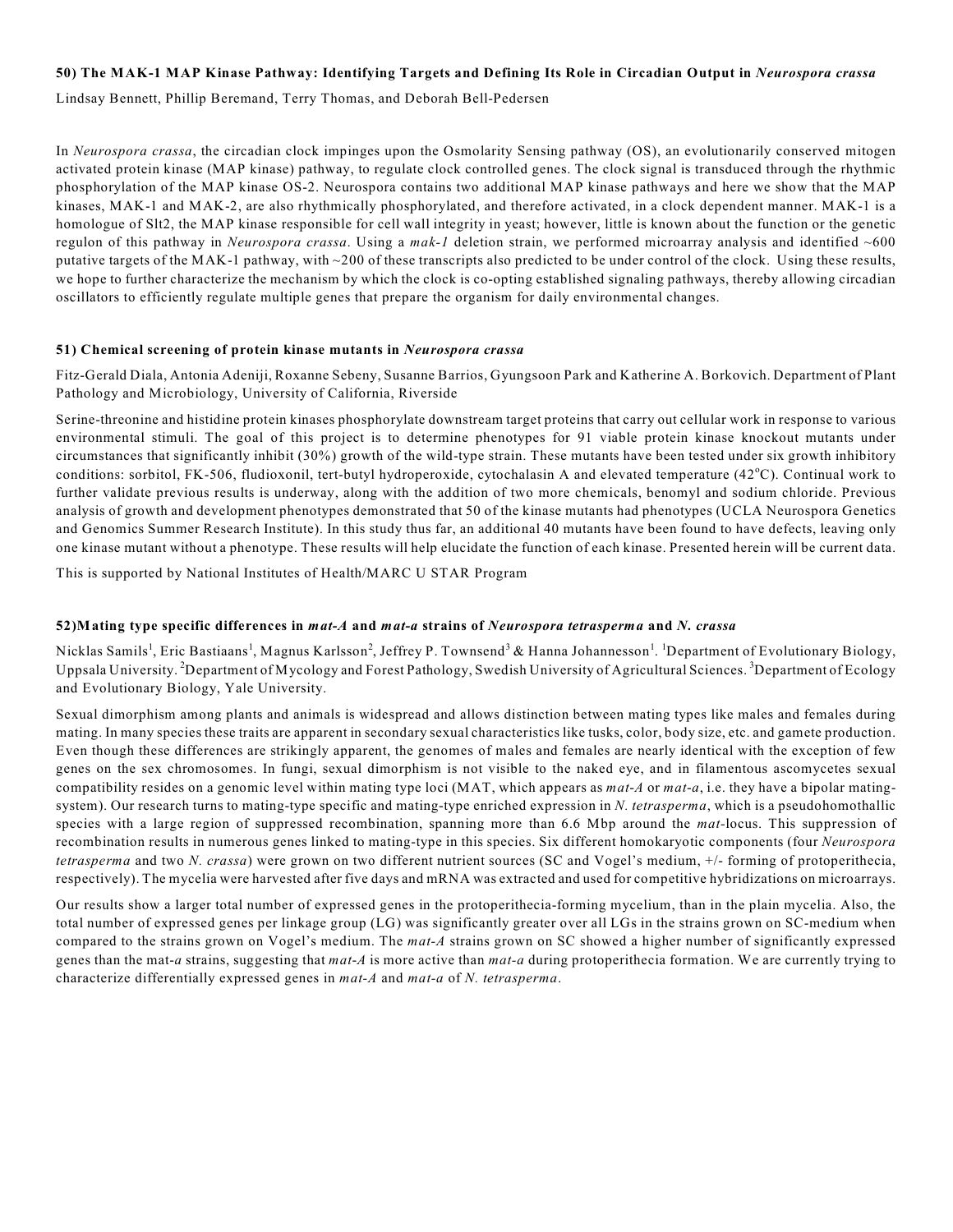### 50) The MAK-1 MAP Kinase Pathway: Identifying Targets and Defining Its Role in Circadian Output in *Neurospora crassa*

Lindsay Bennett, Phillip Beremand, Terry Thomas, and Deborah Bell-Pedersen

In *Neurospora crassa*, the circadian clock impinges upon the Osmolarity Sensing pathway (OS), an evolutionarily conserved mitogen activated protein kinase (MAP kinase) pathway, to regulate clock controlled genes. The clock signal is transduced through the rhythmic phosphorylation of the MAP kinase OS-2. Neurospora contains two additional MAP kinase pathways and here we show that the MAP kinases, MAK-1 and MAK-2, are also rhythmically phosphorylated, and therefore activated, in a clock dependent manner. MAK-1 is a homologue of Slt2, the MAP kinase responsible for cell wall integrity in yeast; however, little is known about the function or the genetic regulon of this pathway in *Neurospora crassa*. Using a *mak-1* deletion strain, we performed microarray analysis and identified ~600 putative targets of the MAK-1 pathway, with ~200 of these transcripts also predicted to be under control of the clock. Using these results, we hope to further characterize the mechanism by which the clock is co-opting established signaling pathways, thereby allowing circadian oscillators to efficiently regulate multiple genes that prepare the organism for daily environmental changes.

### 51) Chemical screening of protein kinase mutants in *Neurospora crassa*

Fitz-Gerald Diala, Antonia Adeniji, Roxanne Sebeny, Susanne Barrios, Gyungsoon Park and Katherine A. Borkovich. Department of Plant Pathology and Microbiology, University of California, Riverside

Serine-threonine and histidine protein kinases phosphorylate downstream target proteins that carry out cellular work in response to various environmental stimuli. The goal of this project is to determine phenotypes for 91 viable protein kinase knockout mutants under circumstances that significantly inhibit (30%) growth of the wild-type strain. These mutants have been tested under six growth inhibitory conditions: sorbitol, FK-506, fludioxonil, tert-butyl hydroperoxide, cytochalasin A and elevated temperature (42°C). Continual work to further validate previous results is underway, along with the addition of two more chemicals, benomyl and sodium chloride. Previous analysis of growth and development phenotypes demonstrated that 50 of the kinase mutants had phenotypes (UCLA Neurospora Genetics and Genomics Summer Research Institute). In this study thus far, an additional 40 mutants have been found to have defects, leaving only one kinase mutant without a phenotype. These results will help elucidate the function of each kinase. Presented herein will be current data.

This is supported by National Institutes of Health/MARC U STAR Program

### 52) Mating type specific differences in *mat-A* and *mat-a* strains of *Neurospora tetrasperma* and *N. crassa*

Nicklas Samils[1], Eric Bastiaans[1], Magnus Karlsson[2], Jeffrey P. Townsend[3] & Hanna Johannesson[1]. [1]Department of Evolutionary Biology, Uppsala University. [2]Department of Mycology and Forest Pathology, Swedish University of Agricultural Sciences. [3]Department of Ecology and Evolutionary Biology, Yale University.

Sexual dimorphism among plants and animals is widespread and allows distinction between mating types like males and females during mating. In many species these traits are apparent in secondary sexual characteristics like tusks, color, body size, etc. and gamete production. Even though these differences are strikingly apparent, the genomes of males and females are nearly identical with the exception of few genes on the sex chromosomes. In fungi, sexual dimorphism is not visible to the naked eye, and in filamentous ascomycetes sexual compatibility resides on a genomic level within mating type loci (MAT, which appears as *mat-A* or *mat-a*, i.e. they have a bipolar mating-system). Our research turns to mating-type specific and mating-type enriched expression in *N. tetrasperma*, which is a pseudohomothallic species with a large region of suppressed recombination, spanning more than 6.6 Mbp around the *mat*-locus. This suppression of recombination results in numerous genes linked to mating-type in this species. Six different homokaryotic components (four *Neurospora tetrasperma* and two *N. crassa*) were grown on two different nutrient sources (SC and Vogel's medium, +/- forming of protoperithecia, respectively). The mycelia were harvested after five days and mRNA was extracted and used for competitive hybridizations on microarrays.

Our results show a larger total number of expressed genes in the protoperithecia-forming mycelium, than in the plain mycelia. Also, the total number of expressed genes per linkage group (LG) was significantly greater over all LGs in the strains grown on SC-medium when compared to the strains grown on Vogel's medium. The *mat-A* strains grown on SC showed a higher number of significantly expressed genes than the mat-*a* strains, suggesting that *mat-A* is more active than *mat-a* during protoperithecia formation. We are currently trying to characterize differentially expressed genes in *mat-A* and *mat-a* of *N. tetrasperma*.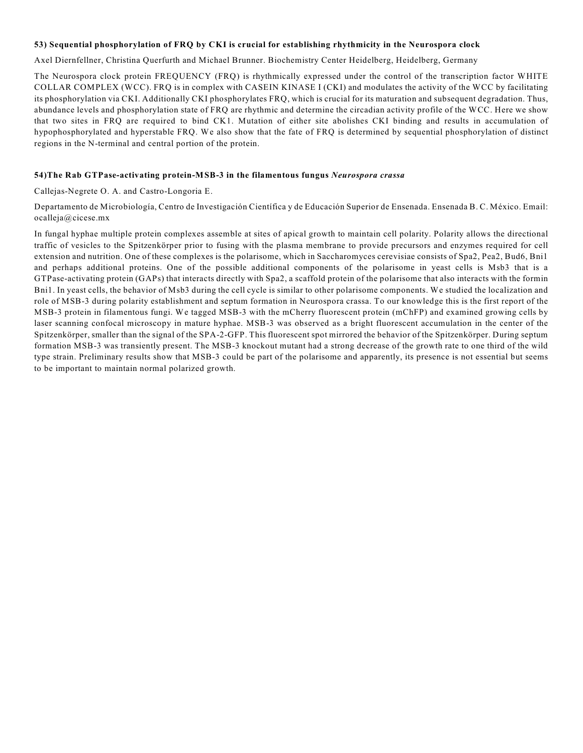### 53) Sequential phosphorylation of FRQ by CKI is crucial for establishing rhythmicity in the Neurospora clock

Axel Diernfellner, Christina Querfurth and Michael Brunner. Biochemistry Center Heidelberg, Heidelberg, Germany

The Neurospora clock protein FREQUENCY (FRQ) is rhythmically expressed under the control of the transcription factor WHITE COLLAR COMPLEX (WCC). FRQ is in complex with CASEIN KINASE I (CKI) and modulates the activity of the WCC by facilitating its phosphorylation via CKI. Additionally CKI phosphorylates FRQ, which is crucial for its maturation and subsequent degradation. Thus, abundance levels and phosphorylation state of FRQ are rhythmic and determine the circadian activity profile of the WCC. Here we show that two sites in FRQ are required to bind CK1. Mutation of either site abolishes CKI binding and results in accumulation of hypophosphorylated and hyperstable FRQ. We also show that the fate of FRQ is determined by sequential phosphorylation of distinct regions in the N-terminal and central portion of the protein.

### 54)The Rab GTPase-activating protein-MSB-3 in the filamentous fungus *Neurospora crassa*

Callejas-Negrete O. A. and Castro-Longoria E.

Departamento de Microbiología, Centro de Investigación Científica y de Educación Superior de Ensenada. Ensenada B. C. México. Email: ocalleja@cicese.mx

In fungal hyphae multiple protein complexes assemble at sites of apical growth to maintain cell polarity. Polarity allows the directional traffic of vesicles to the Spitzenkörper prior to fusing with the plasma membrane to provide precursors and enzymes required for cell extension and nutrition. One of these complexes is the polarisome, which in Saccharomyces cerevisiae consists of Spa2, Pea2, Bud6, Bni1 and perhaps additional proteins. One of the possible additional components of the polarisome in yeast cells is Msb3 that is a GTPase-activating protein (GAPs) that interacts directly with Spa2, a scaffold protein of the polarisome that also interacts with the formin Bni1. In yeast cells, the behavior of Msb3 during the cell cycle is similar to other polarisome components. We studied the localization and role of MSB-3 during polarity establishment and septum formation in Neurospora crassa. To our knowledge this is the first report of the MSB-3 protein in filamentous fungi. We tagged MSB-3 with the mCherry fluorescent protein (mChFP) and examined growing cells by laser scanning confocal microscopy in mature hyphae. MSB-3 was observed as a bright fluorescent accumulation in the center of the Spitzenkörper, smaller than the signal of the SPA-2-GFP. This fluorescent spot mirrored the behavior of the Spitzenkörper. During septum formation MSB-3 was transiently present. The MSB-3 knockout mutant had a strong decrease of the growth rate to one third of the wild type strain. Preliminary results show that MSB-3 could be part of the polarisome and apparently, its presence is not essential but seems to be important to maintain normal polarized growth.